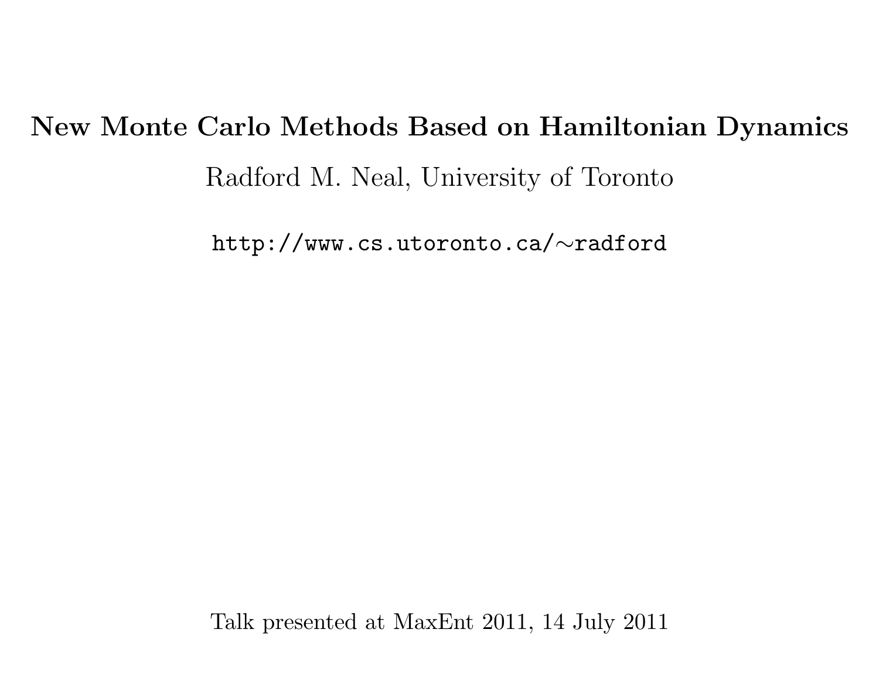# New Monte Carlo Methods Based on Hamiltonian Dynamics

Radford M. Neal, University of Toronto

`http://www.cs.utoronto.ca/∼radford`

Talk presented at MaxEnt 2011, 14 July 2011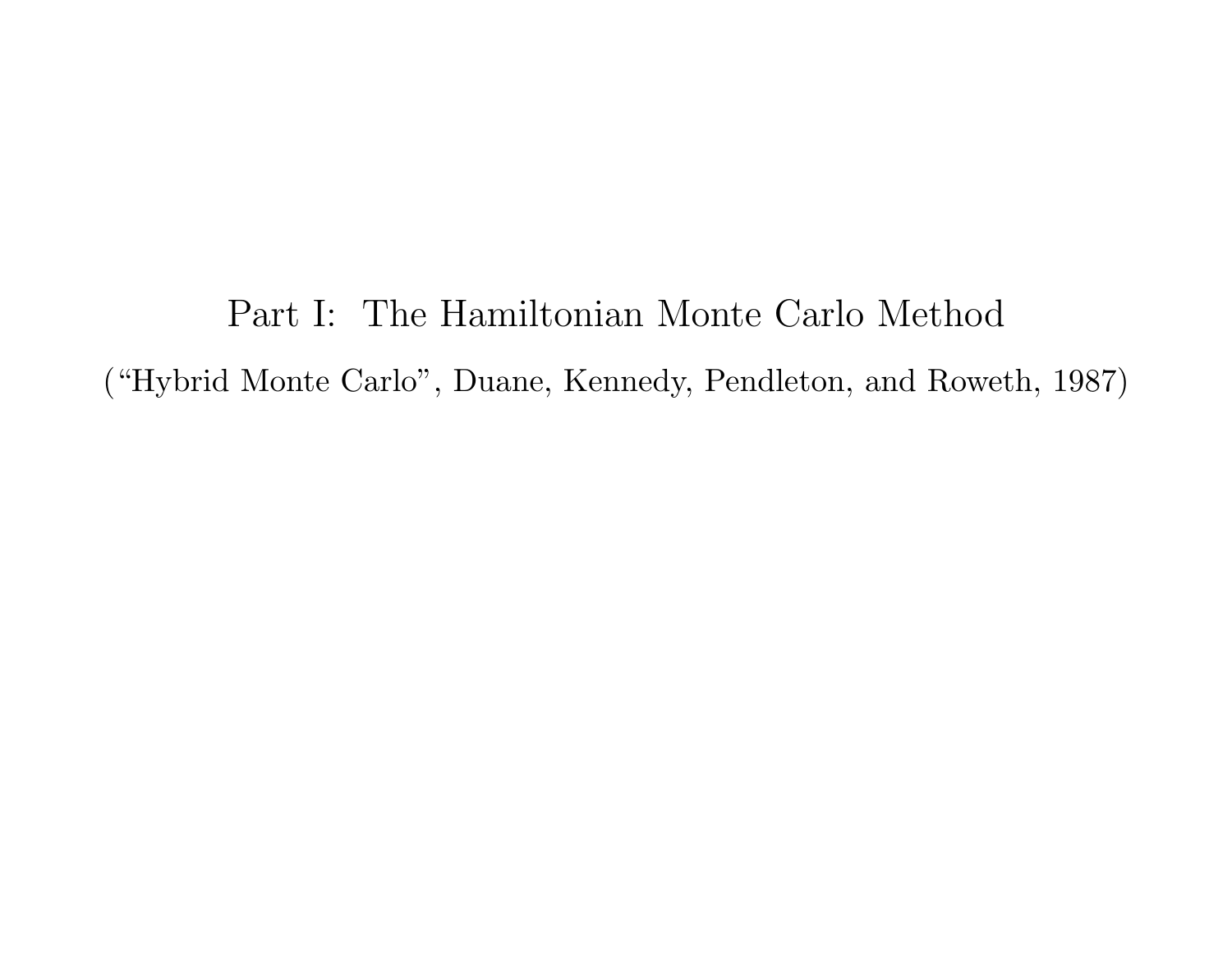# Part I: The Hamiltonian Monte Carlo Method

(“Hybrid Monte Carlo”, Duane, Kennedy, Pendleton, and Roweth, 1987)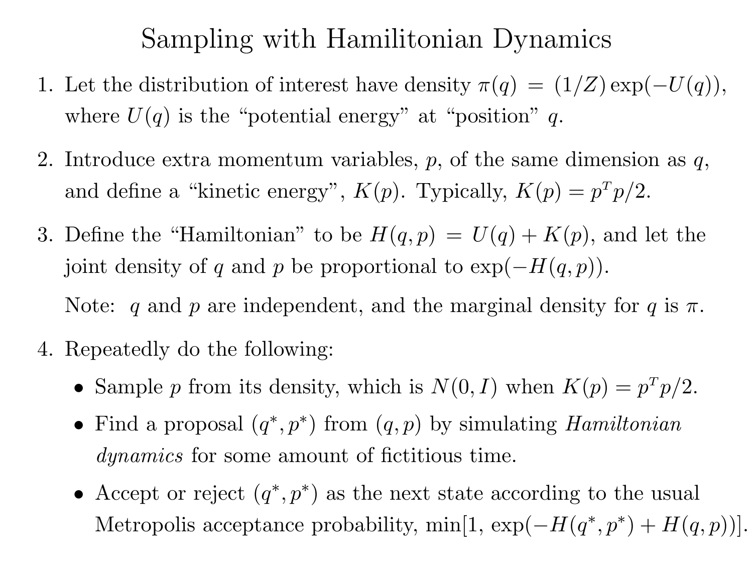# Sampling with Hamilitonian Dynamics

1. Let the distribution of interest have density $\pi(q) = (1/Z)\exp(-U(q))$, where $U(q)$ is the "potential energy" at "position" $q$.

2. Introduce extra momentum variables, $p$, of the same dimension as $q$, and define a "kinetic energy", $K(p)$. Typically, $K(p) = p^T p/2$.

3. Define the "Hamiltonian" to be $H(q,p) = U(q) + K(p)$, and let the joint density of $q$ and $p$ be proportional to $\exp(-H(q,p))$.

   Note: $q$ and $p$ are independent, and the marginal density for $q$ is $\pi$.

4. Repeatedly do the following:

   - Sample $p$ from its density, which is $N(0, I)$ when $K(p) = p^T p/2$.
   - Find a proposal $(q^*, p^*)$ from $(q, p)$ by simulating *Hamiltonian dynamics* for some amount of fictitious time.
   - Accept or reject $(q^*, p^*)$ as the next state according to the usual Metropolis acceptance probability, $\min[1, \exp(-H(q^*, p^*) + H(q, p))]$.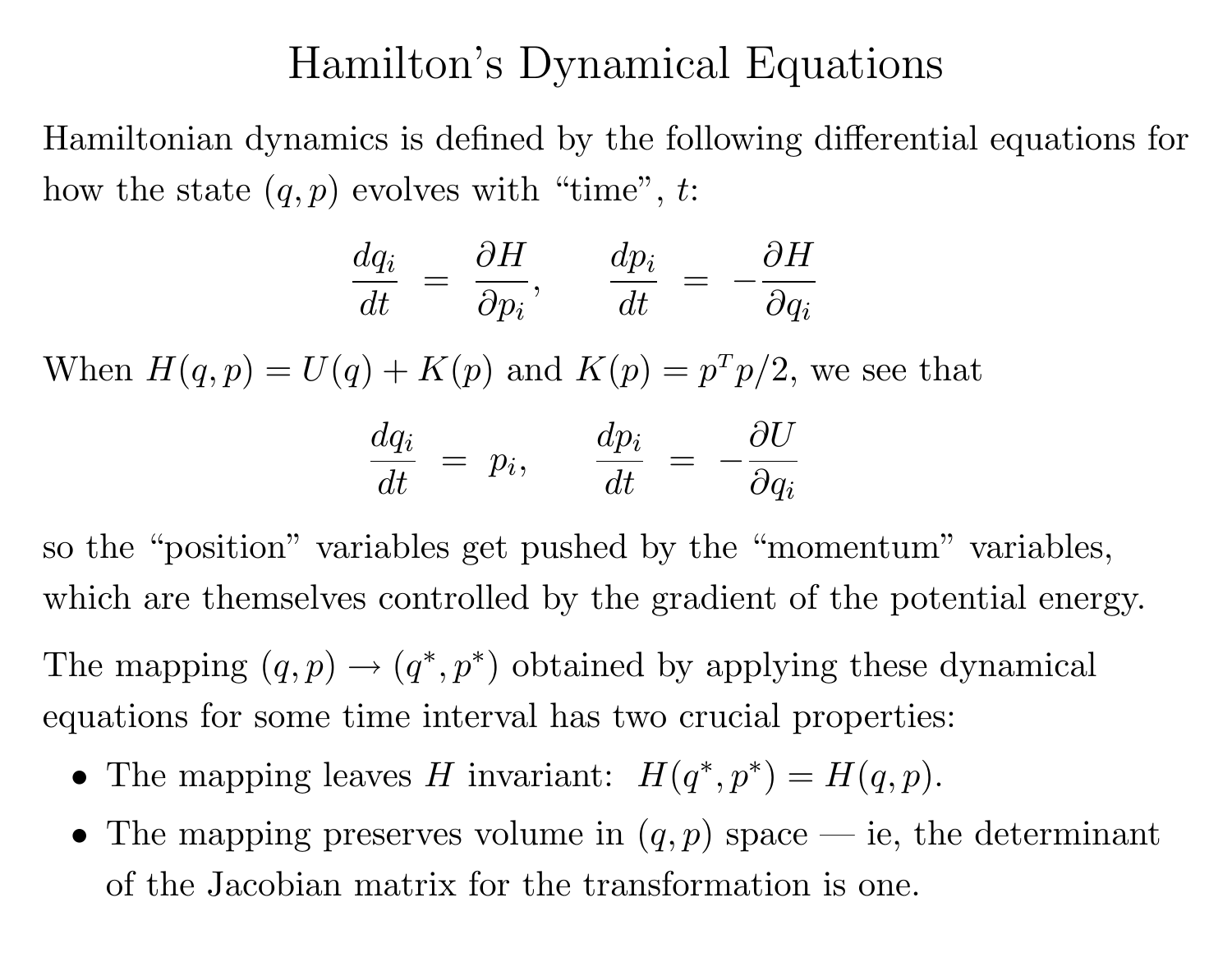# Hamilton's Dynamical Equations

Hamiltonian dynamics is defined by the following differential equations for how the state $(q, p)$ evolves with "time", $t$:

$$\frac{dq_i}{dt} \;=\; \frac{\partial H}{\partial p_i}, \qquad \frac{dp_i}{dt} \;=\; -\frac{\partial H}{\partial q_i}$$

When $H(q,p) = U(q) + K(p)$ and $K(p) = p^T p/2$, we see that

$$\frac{dq_i}{dt} \;=\; p_i, \qquad \frac{dp_i}{dt} \;=\; -\frac{\partial U}{\partial q_i}$$

so the "position" variables get pushed by the "momentum" variables, which are themselves controlled by the gradient of the potential energy.

The mapping $(q, p) \rightarrow (q^*, p^*)$ obtained by applying these dynamical equations for some time interval has two crucial properties:

- The mapping leaves $H$ invariant: $H(q^*, p^*) = H(q, p)$.
- The mapping preserves volume in $(q, p)$ space — ie, the determinant of the Jacobian matrix for the transformation is one.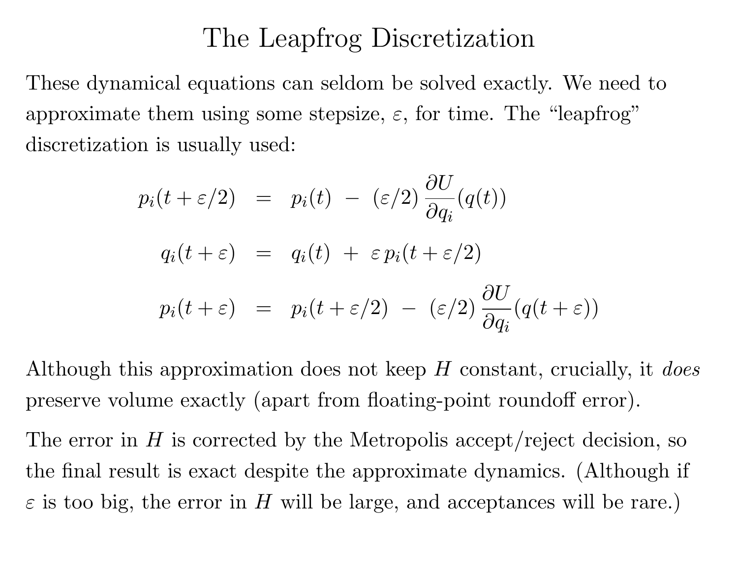# The Leapfrog Discretization

These dynamical equations can seldom be solved exactly. We need to approximate them using some stepsize, $\varepsilon$, for time. The "leapfrog" discretization is usually used:

$$
\begin{aligned}
p_i(t + \varepsilon/2) &= p_i(t) \;-\; (\varepsilon/2) \, \frac{\partial U}{\partial q_i}(q(t)) \\
q_i(t + \varepsilon) &= q_i(t) \;+\; \varepsilon \, p_i(t + \varepsilon/2) \\
p_i(t + \varepsilon) &= p_i(t + \varepsilon/2) \;-\; (\varepsilon/2) \, \frac{\partial U}{\partial q_i}(q(t + \varepsilon))
\end{aligned}
$$

Although this approximation does not keep $H$ constant, crucially, it *does* preserve volume exactly (apart from floating-point roundoff error).

The error in $H$ is corrected by the Metropolis accept/reject decision, so the final result is exact despite the approximate dynamics. (Although if $\varepsilon$ is too big, the error in $H$ will be large, and acceptances will be rare.)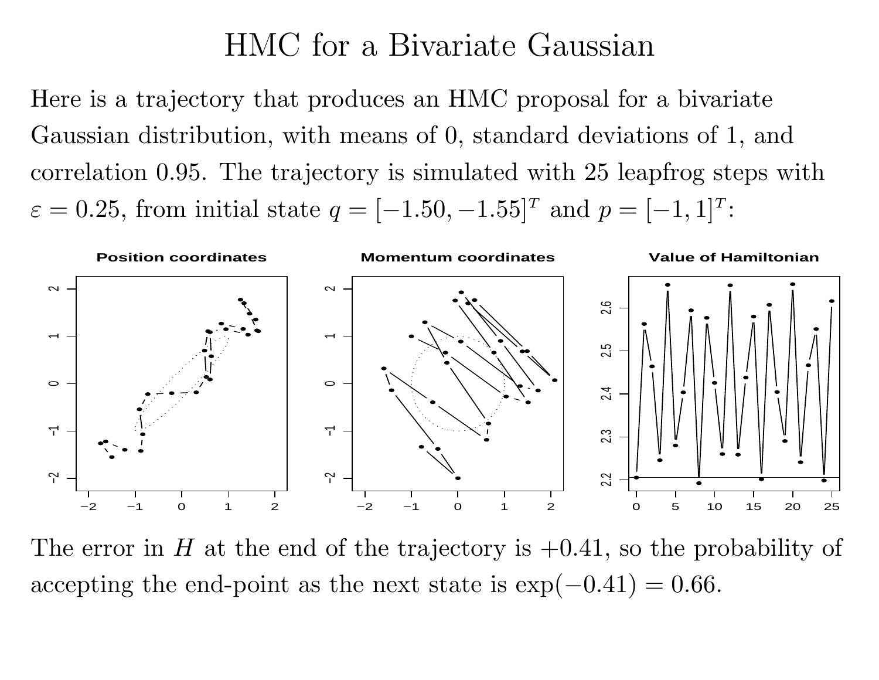# HMC for a Bivariate Gaussian

Here is a trajectory that produces an HMC proposal for a bivariate Gaussian distribution, with means of 0, standard deviations of 1, and correlation 0.95. The trajectory is simulated with 25 leapfrog steps with $\varepsilon = 0.25$, from initial state $q = [-1.50, -1.55]^T$ and $p = [-1, 1]^T$:

The error in $H$ at the end of the trajectory is $+0.41$, so the probability of accepting the end-point as the next state is $\exp(-0.41) = 0.66$.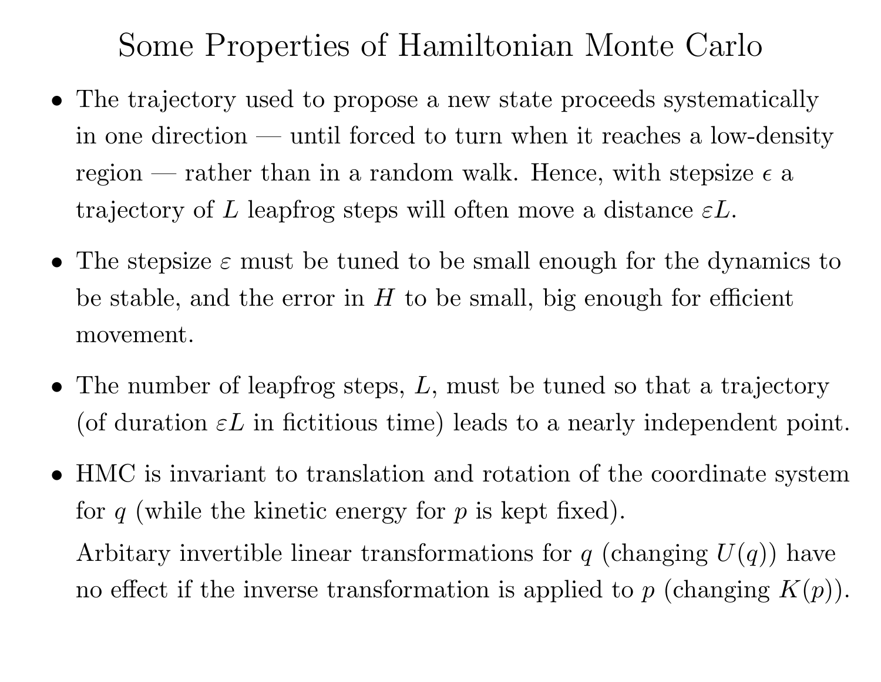# Some Properties of Hamiltonian Monte Carlo

- The trajectory used to propose a new state proceeds systematically in one direction — until forced to turn when it reaches a low-density region — rather than in a random walk. Hence, with stepsize $\epsilon$ a trajectory of $L$ leapfrog steps will often move a distance $\varepsilon L$.

- The stepsize $\varepsilon$ must be tuned to be small enough for the dynamics to be stable, and the error in $H$ to be small, big enough for efficient movement.

- The number of leapfrog steps, $L$, must be tuned so that a trajectory (of duration $\varepsilon L$ in fictitious time) leads to a nearly independent point.

- HMC is invariant to translation and rotation of the coordinate system for $q$ (while the kinetic energy for $p$ is kept fixed).

  Arbitary invertible linear transformations for $q$ (changing $U(q)$) have no effect if the inverse transformation is applied to $p$ (changing $K(p)$).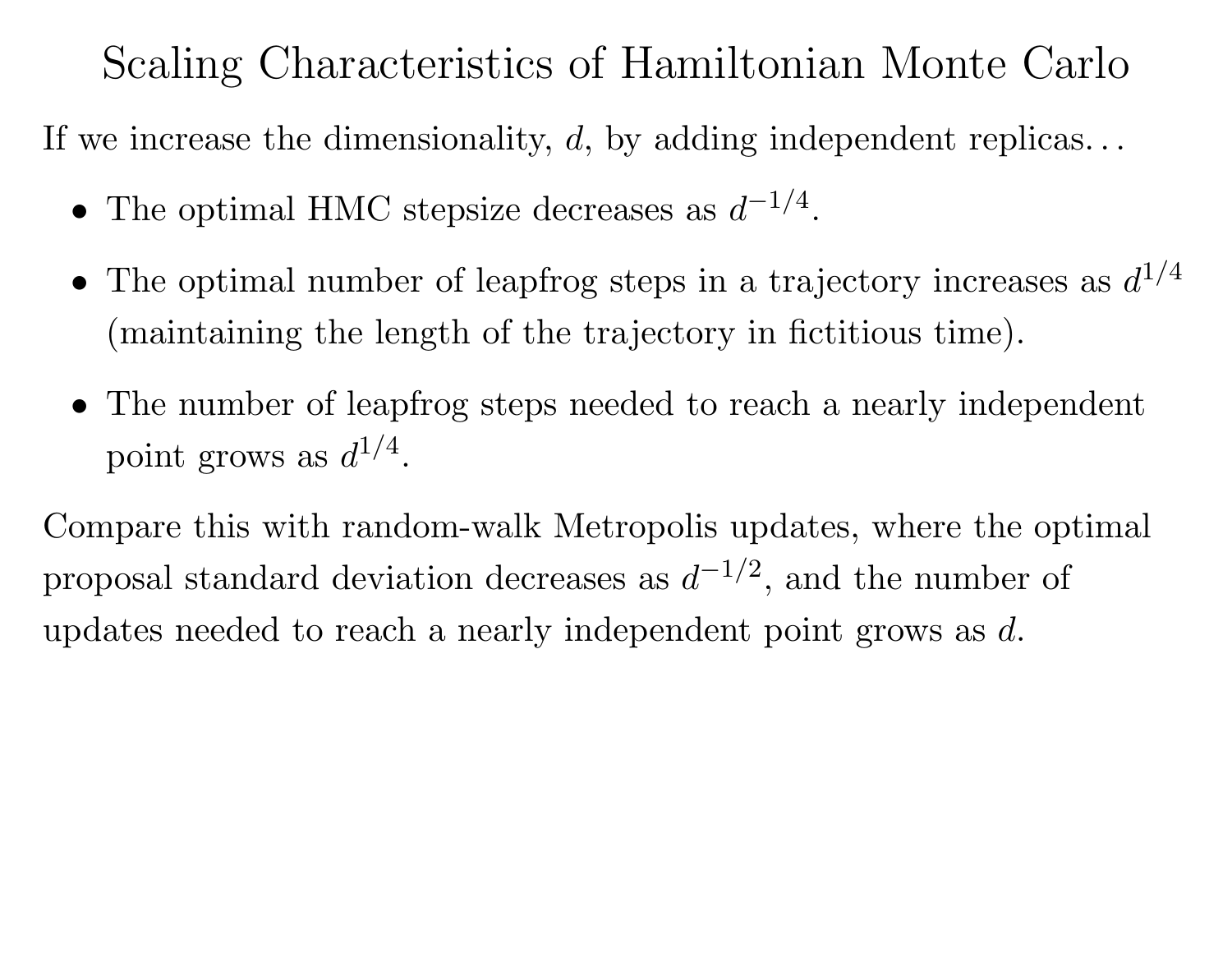# Scaling Characteristics of Hamiltonian Monte Carlo

If we increase the dimensionality, $d$, by adding independent replicas...

- The optimal HMC stepsize decreases as $d^{-1/4}$.
- The optimal number of leapfrog steps in a trajectory increases as $d^{1/4}$ (maintaining the length of the trajectory in fictitious time).
- The number of leapfrog steps needed to reach a nearly independent point grows as $d^{1/4}$.

Compare this with random-walk Metropolis updates, where the optimal proposal standard deviation decreases as $d^{-1/2}$, and the number of updates needed to reach a nearly independent point grows as $d$.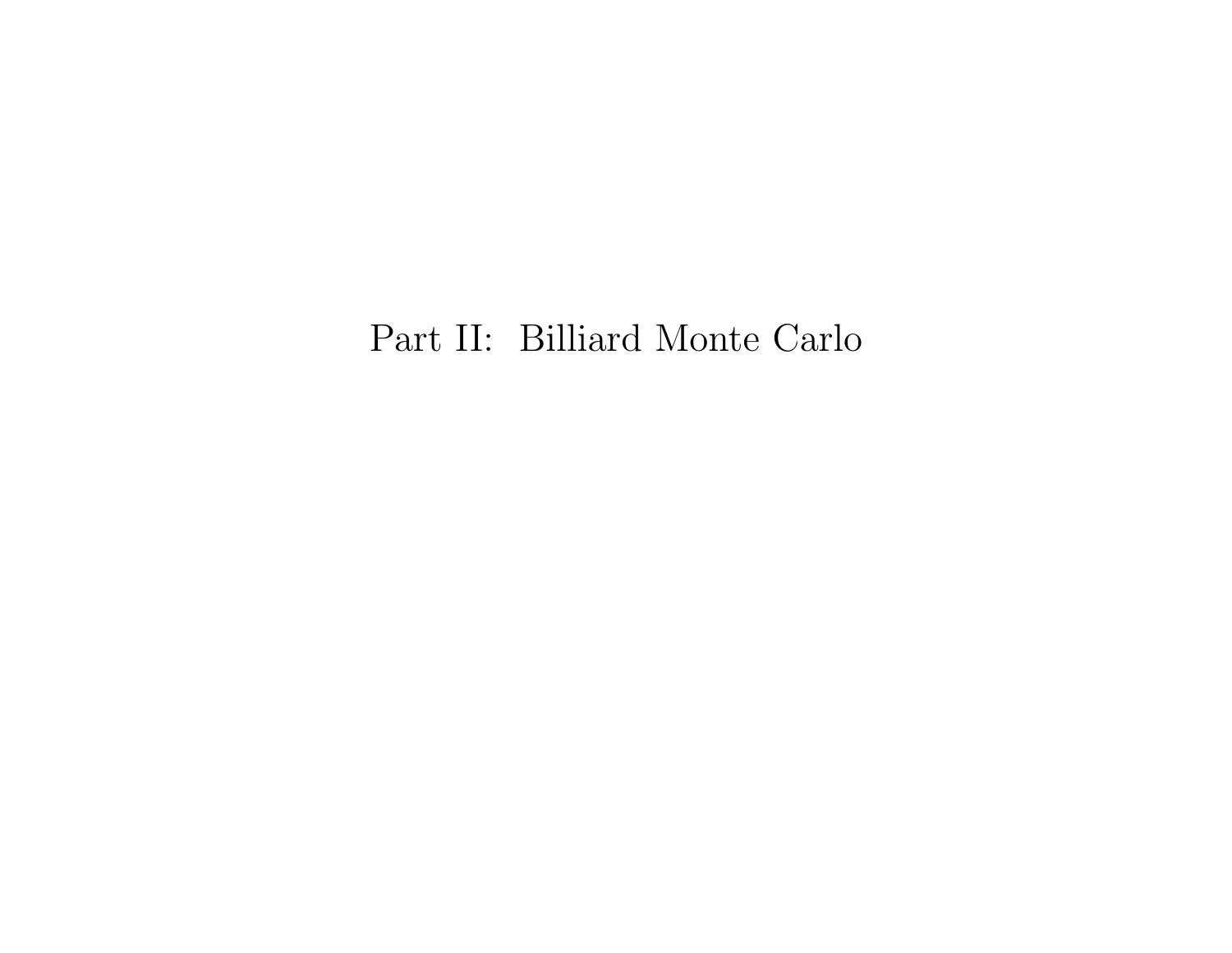# Part II: Billiard Monte Carlo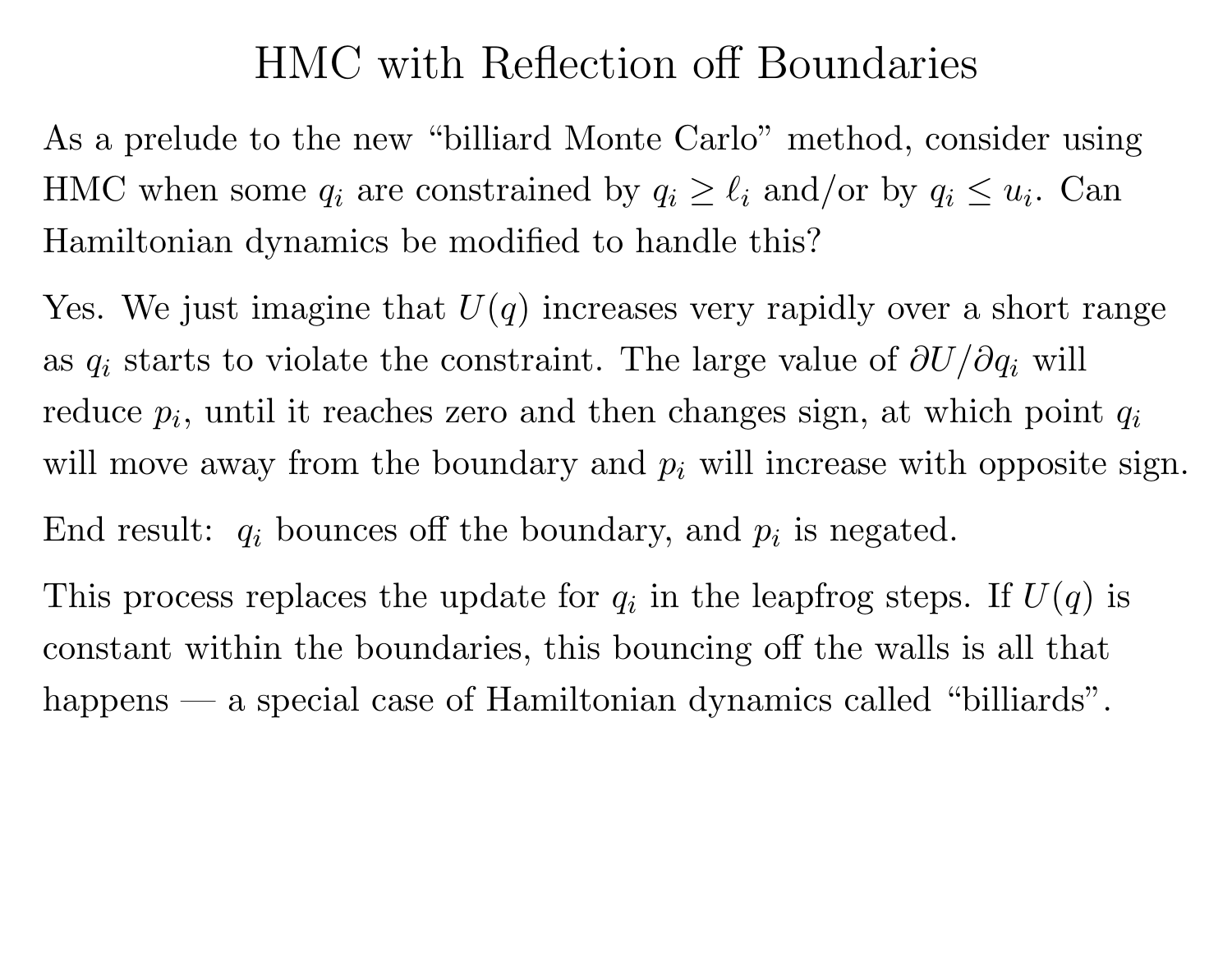# HMC with Reflection off Boundaries

As a prelude to the new "billiard Monte Carlo" method, consider using HMC when some $q_i$ are constrained by $q_i \geq \ell_i$ and/or by $q_i \leq u_i$. Can Hamiltonian dynamics be modified to handle this?

Yes. We just imagine that $U(q)$ increases very rapidly over a short range as $q_i$ starts to violate the constraint. The large value of $\partial U / \partial q_i$ will reduce $p_i$, until it reaches zero and then changes sign, at which point $q_i$ will move away from the boundary and $p_i$ will increase with opposite sign.

End result: $q_i$ bounces off the boundary, and $p_i$ is negated.

This process replaces the update for $q_i$ in the leapfrog steps. If $U(q)$ is constant within the boundaries, this bouncing off the walls is all that happens — a special case of Hamiltonian dynamics called "billiards".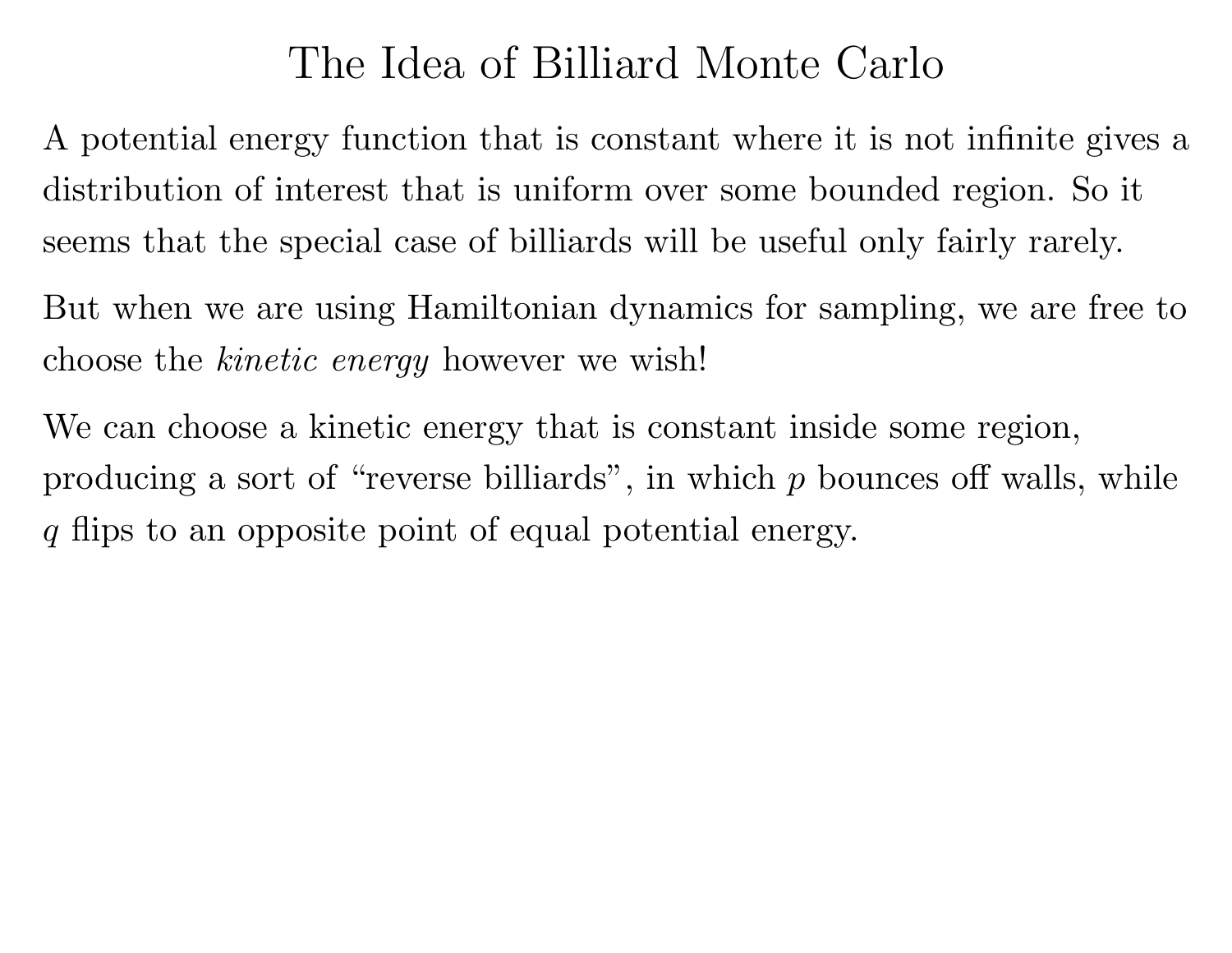# The Idea of Billiard Monte Carlo

A potential energy function that is constant where it is not infinite gives a distribution of interest that is uniform over some bounded region. So it seems that the special case of billiards will be useful only fairly rarely.

But when we are using Hamiltonian dynamics for sampling, we are free to choose the *kinetic energy* however we wish!

We can choose a kinetic energy that is constant inside some region, producing a sort of "reverse billiards", in which $p$ bounces off walls, while $q$ flips to an opposite point of equal potential energy.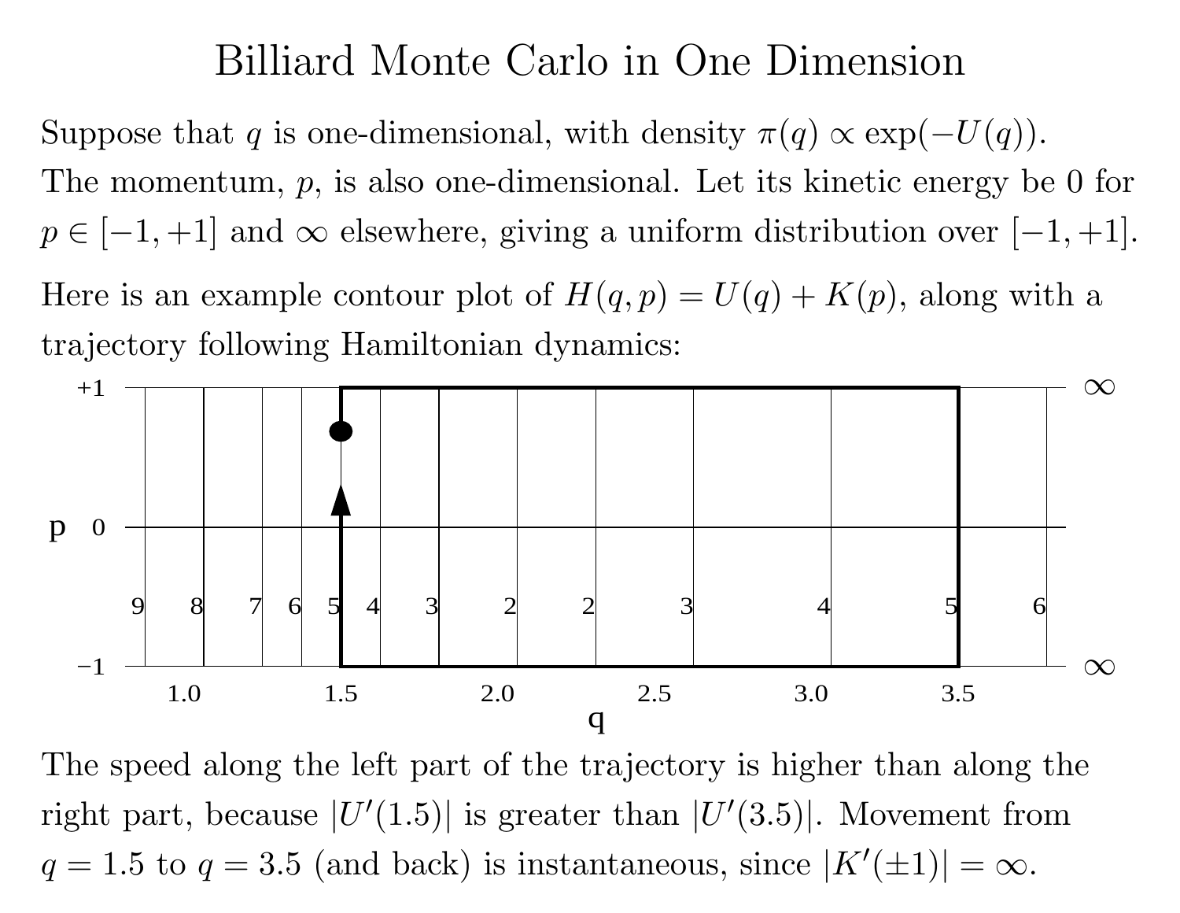# Billiard Monte Carlo in One Dimension

Suppose that $q$ is one-dimensional, with density $\pi(q) \propto \exp(-U(q))$. The momentum, $p$, is also one-dimensional. Let its kinetic energy be 0 for $p \in [-1, +1]$ and $\infty$ elsewhere, giving a uniform distribution over $[-1, +1]$.

Here is an example contour plot of $H(q, p) = U(q) + K(p)$, along with a trajectory following Hamiltonian dynamics:

The speed along the left part of the trajectory is higher than along the right part, because $|U'(1.5)|$ is greater than $|U'(3.5)|$. Movement from $q = 1.5$ to $q = 3.5$ (and back) is instantaneous, since $|K'(\pm 1)| = \infty$.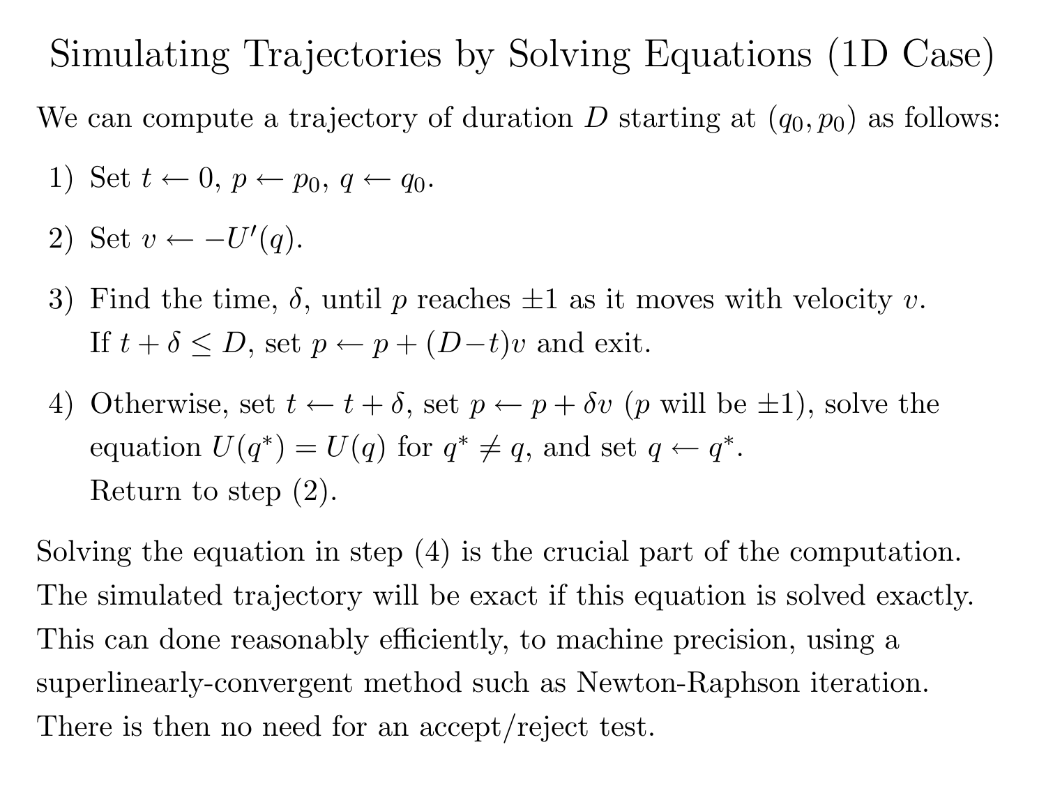# Simulating Trajectories by Solving Equations (1D Case)

We can compute a trajectory of duration $D$ starting at $(q_0, p_0)$ as follows:

1) Set $t \leftarrow 0$, $p \leftarrow p_0$, $q \leftarrow q_0$.

2) Set $v \leftarrow -U'(q)$.

3) Find the time, $\delta$, until $p$ reaches $\pm 1$ as it moves with velocity $v$. If $t + \delta \leq D$, set $p \leftarrow p + (D - t)v$ and exit.

4) Otherwise, set $t \leftarrow t + \delta$, set $p \leftarrow p + \delta v$ ($p$ will be $\pm 1$), solve the equation $U(q^*) = U(q)$ for $q^* \neq q$, and set $q \leftarrow q^*$.
   Return to step (2).

Solving the equation in step (4) is the crucial part of the computation. The simulated trajectory will be exact if this equation is solved exactly. This can done reasonably efficiently, to machine precision, using a superlinearly-convergent method such as Newton-Raphson iteration. There is then no need for an accept/reject test.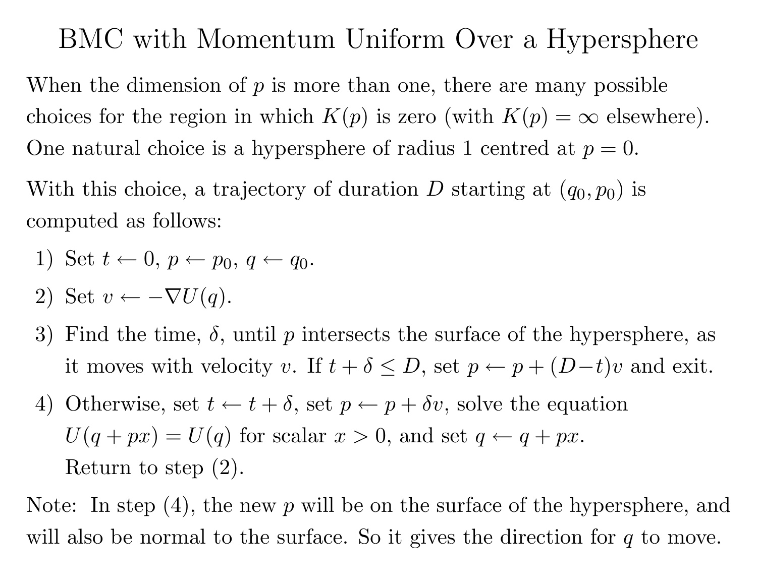# BMC with Momentum Uniform Over a Hypersphere

When the dimension of $p$ is more than one, there are many possible choices for the region in which $K(p)$ is zero (with $K(p) = \infty$ elsewhere). One natural choice is a hypersphere of radius 1 centred at $p = 0$.

With this choice, a trajectory of duration $D$ starting at $(q_0, p_0)$ is computed as follows:

1) Set $t \leftarrow 0$, $p \leftarrow p_0$, $q \leftarrow q_0$.
2) Set $v \leftarrow -\nabla U(q)$.
3) Find the time, $\delta$, until $p$ intersects the surface of the hypersphere, as it moves with velocity $v$. If $t + \delta \leq D$, set $p \leftarrow p + (D - t)v$ and exit.
4) Otherwise, set $t \leftarrow t + \delta$, set $p \leftarrow p + \delta v$, solve the equation $U(q + px) = U(q)$ for scalar $x > 0$, and set $q \leftarrow q + px$. Return to step (2).

Note: In step (4), the new $p$ will be on the surface of the hypersphere, and will also be normal to the surface. So it gives the direction for $q$ to move.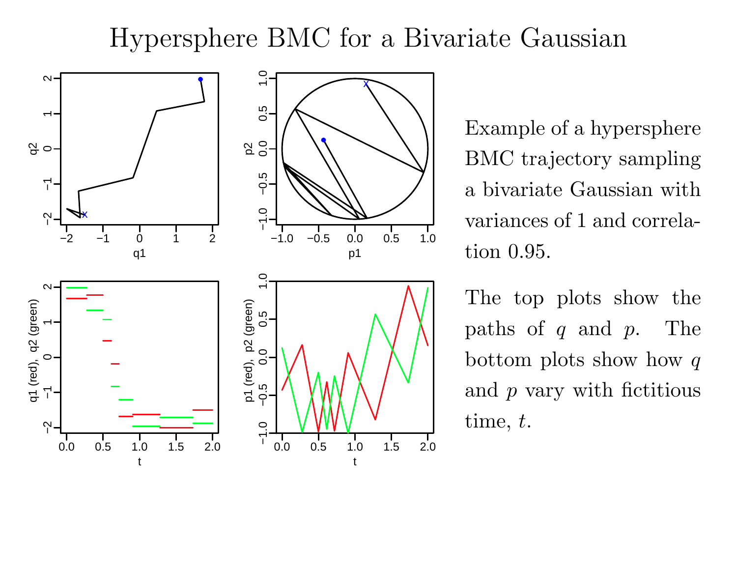# Hypersphere BMC for a Bivariate Gaussian

Example of a hypersphere BMC trajectory sampling a bivariate Gaussian with variances of 1 and correlation 0.95.

The top plots show the paths of $q$ and $p$. The bottom plots show how $q$ and $p$ vary with fictitious time, $t$.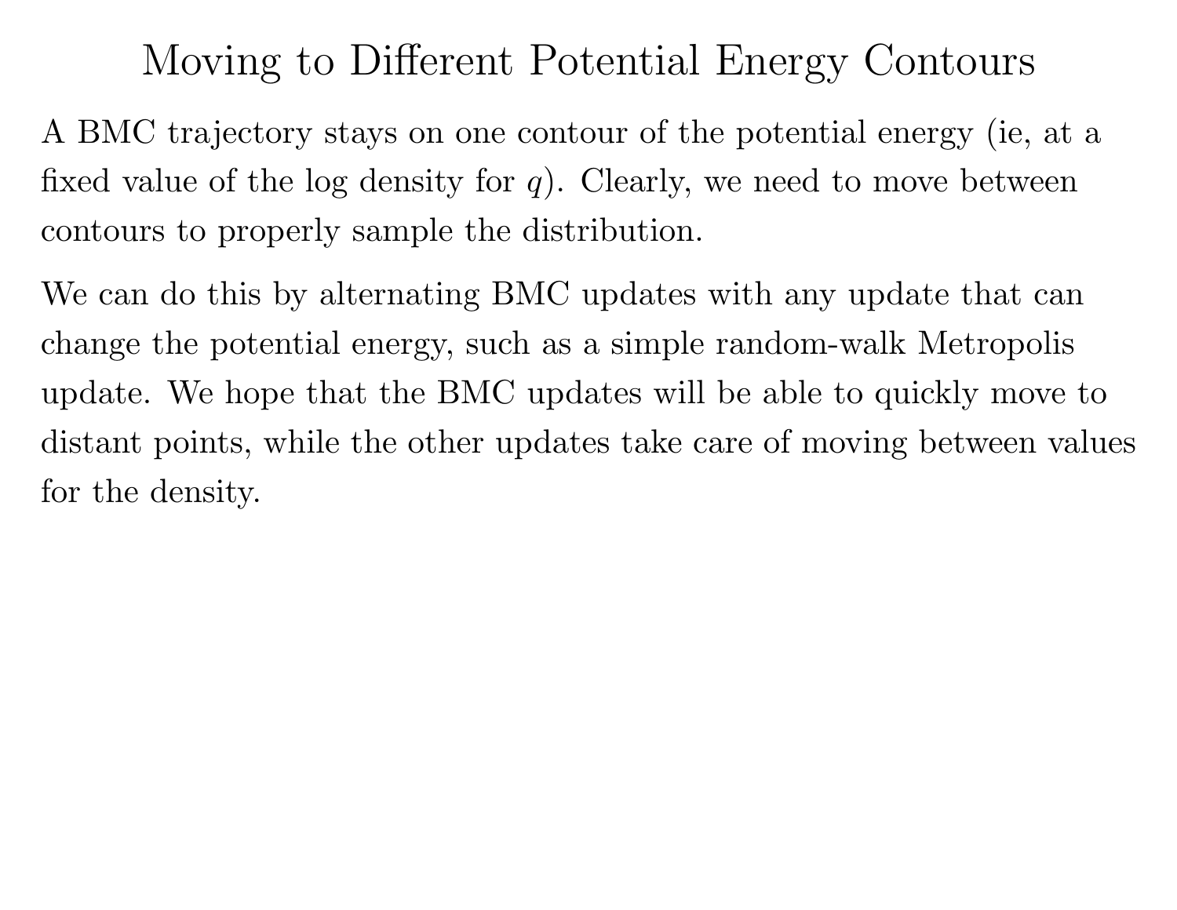# Moving to Different Potential Energy Contours

A BMC trajectory stays on one contour of the potential energy (ie, at a fixed value of the log density for $q$). Clearly, we need to move between contours to properly sample the distribution.

We can do this by alternating BMC updates with any update that can change the potential energy, such as a simple random-walk Metropolis update. We hope that the BMC updates will be able to quickly move to distant points, while the other updates take care of moving between values for the density.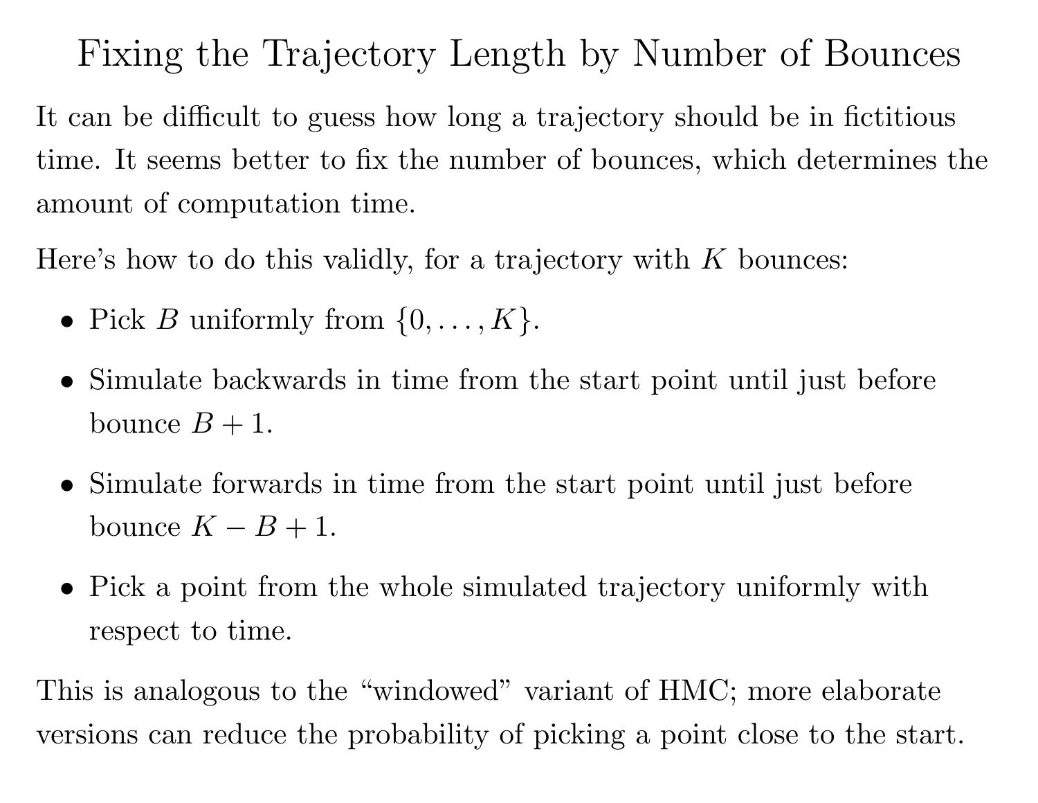# Fixing the Trajectory Length by Number of Bounces

It can be difficult to guess how long a trajectory should be in fictitious time. It seems better to fix the number of bounces, which determines the amount of computation time.

Here's how to do this validly, for a trajectory with $K$ bounces:

- Pick $B$ uniformly from $\{0, \ldots, K\}$.
- Simulate backwards in time from the start point until just before bounce $B + 1$.
- Simulate forwards in time from the start point until just before bounce $K - B + 1$.
- Pick a point from the whole simulated trajectory uniformly with respect to time.

This is analogous to the "windowed" variant of HMC; more elaborate versions can reduce the probability of picking a point close to the start.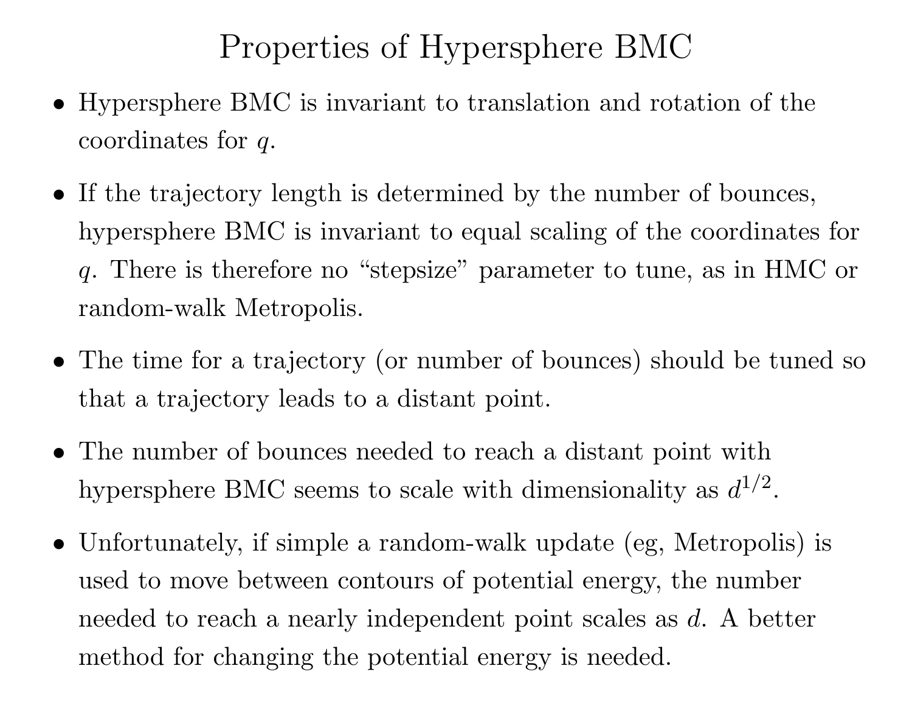# Properties of Hypersphere BMC

- Hypersphere BMC is invariant to translation and rotation of the coordinates for $q$.
- If the trajectory length is determined by the number of bounces, hypersphere BMC is invariant to equal scaling of the coordinates for $q$. There is therefore no "stepsize" parameter to tune, as in HMC or random-walk Metropolis.
- The time for a trajectory (or number of bounces) should be tuned so that a trajectory leads to a distant point.
- The number of bounces needed to reach a distant point with hypersphere BMC seems to scale with dimensionality as $d^{1/2}$.
- Unfortunately, if simple a random-walk update (eg, Metropolis) is used to move between contours of potential energy, the number needed to reach a nearly independent point scales as $d$. A better method for changing the potential energy is needed.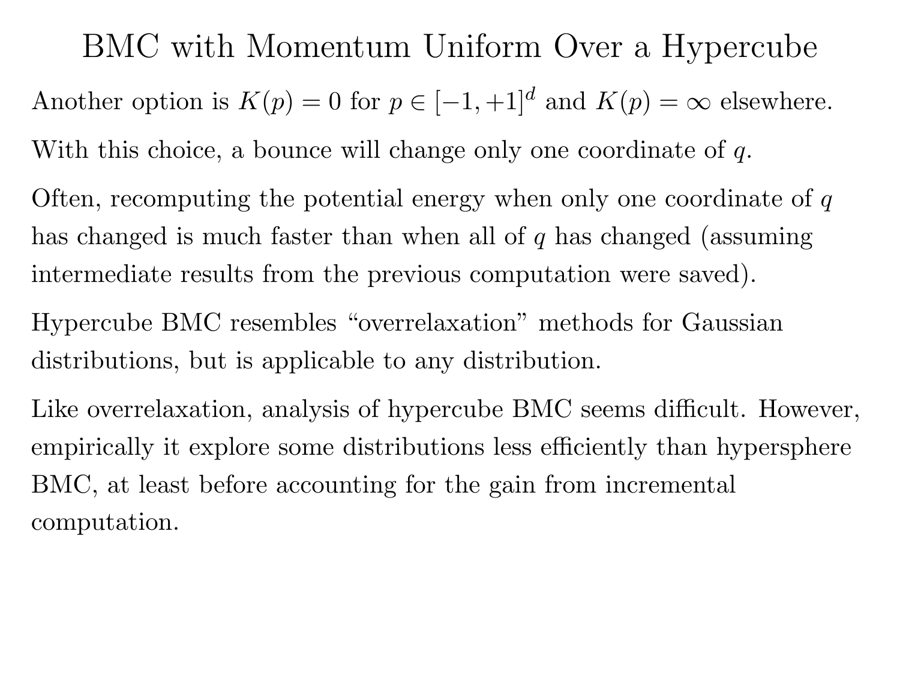# BMC with Momentum Uniform Over a Hypercube

Another option is $K(p) = 0$ for $p \in [-1, +1]^d$ and $K(p) = \infty$ elsewhere.

With this choice, a bounce will change only one coordinate of $q$.

Often, recomputing the potential energy when only one coordinate of $q$ has changed is much faster than when all of $q$ has changed (assuming intermediate results from the previous computation were saved).

Hypercube BMC resembles "overrelaxation" methods for Gaussian distributions, but is applicable to any distribution.

Like overrelaxation, analysis of hypercube BMC seems difficult. However, empirically it explore some distributions less efficiently than hypersphere BMC, at least before accounting for the gain from incremental computation.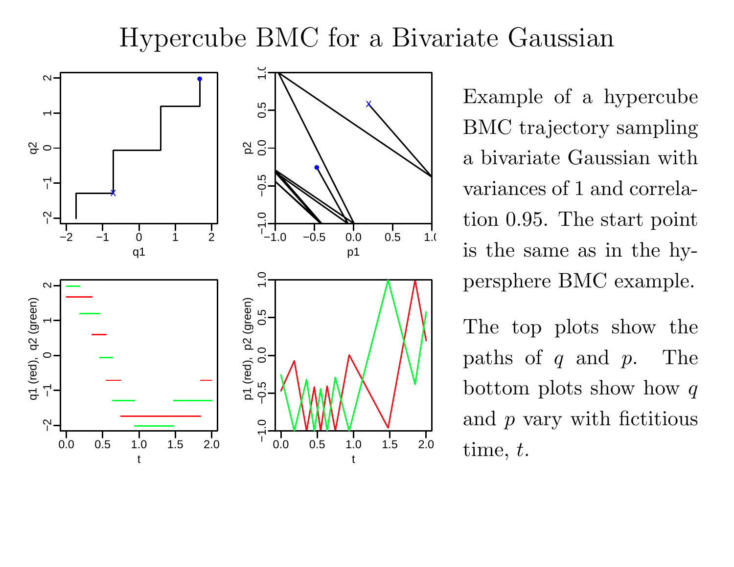# Hypercube BMC for a Bivariate Gaussian

Example of a hypercube BMC trajectory sampling a bivariate Gaussian with variances of 1 and correlation 0.95. The start point is the same as in the hypersphere BMC example.

The top plots show the paths of $q$ and $p$. The bottom plots show how $q$ and $p$ vary with fictitious time, $t$.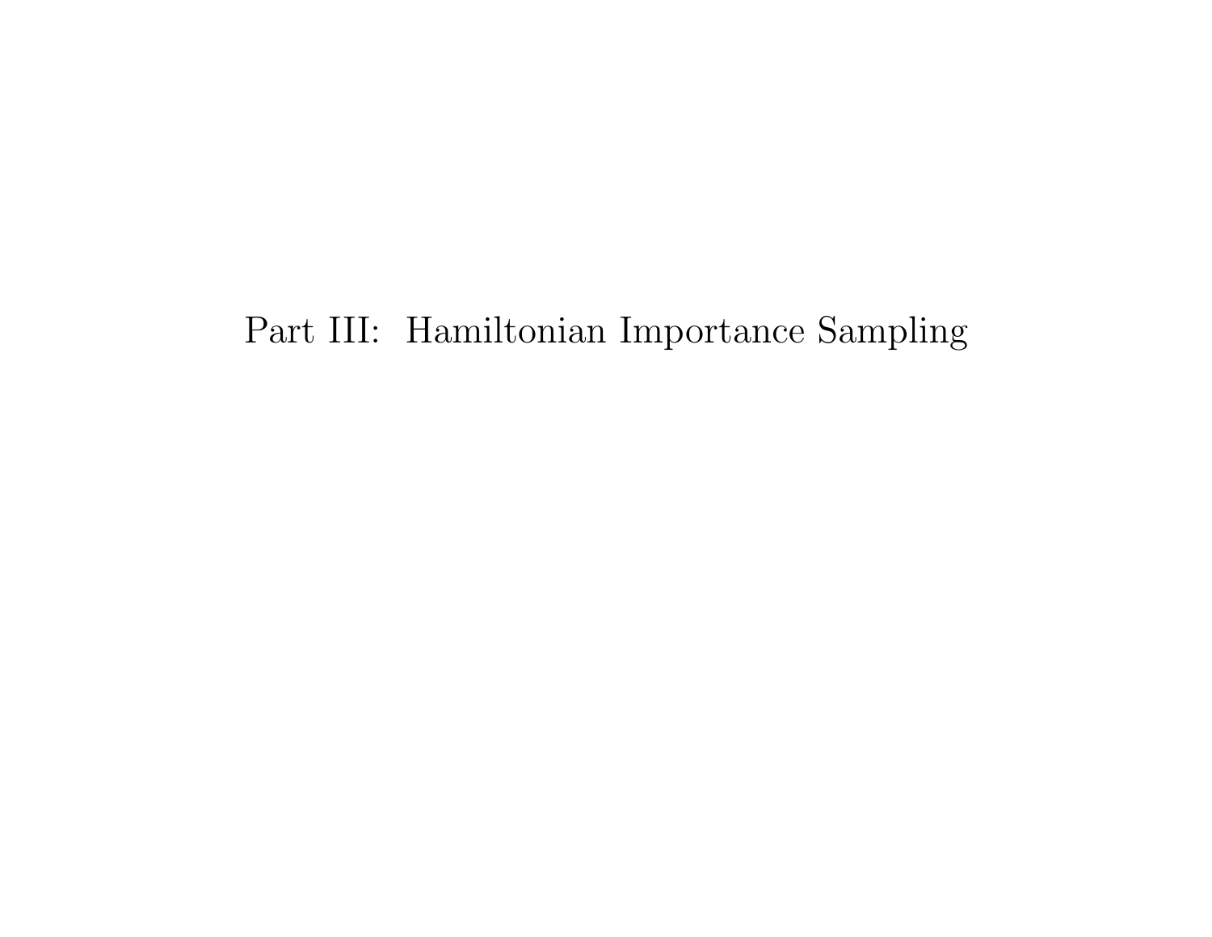# Part III: Hamiltonian Importance Sampling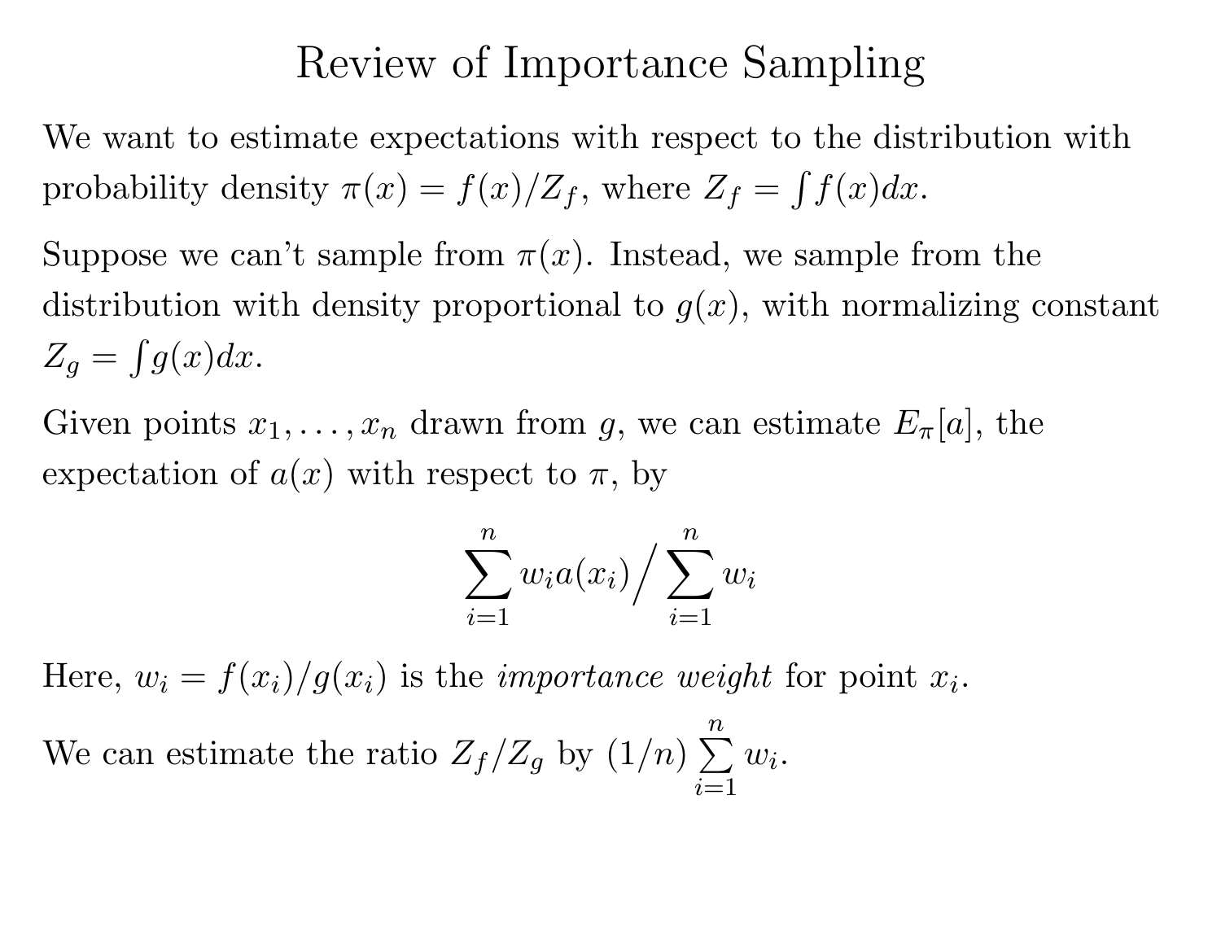# Review of Importance Sampling

We want to estimate expectations with respect to the distribution with probability density $\pi(x) = f(x)/Z_f$, where $Z_f = \int f(x)dx$.

Suppose we can't sample from $\pi(x)$. Instead, we sample from the distribution with density proportional to $g(x)$, with normalizing constant $Z_g = \int g(x)dx$.

Given points $x_1, \ldots, x_n$ drawn from $g$, we can estimate $E_\pi[a]$, the expectation of $a(x)$ with respect to $\pi$, by

$$\sum_{i=1}^{n} w_i a(x_i) \Big/ \sum_{i=1}^{n} w_i$$

Here, $w_i = f(x_i)/g(x_i)$ is the *importance weight* for point $x_i$.

We can estimate the ratio $Z_f/Z_g$ by $(1/n) \sum_{i=1}^{n} w_i$.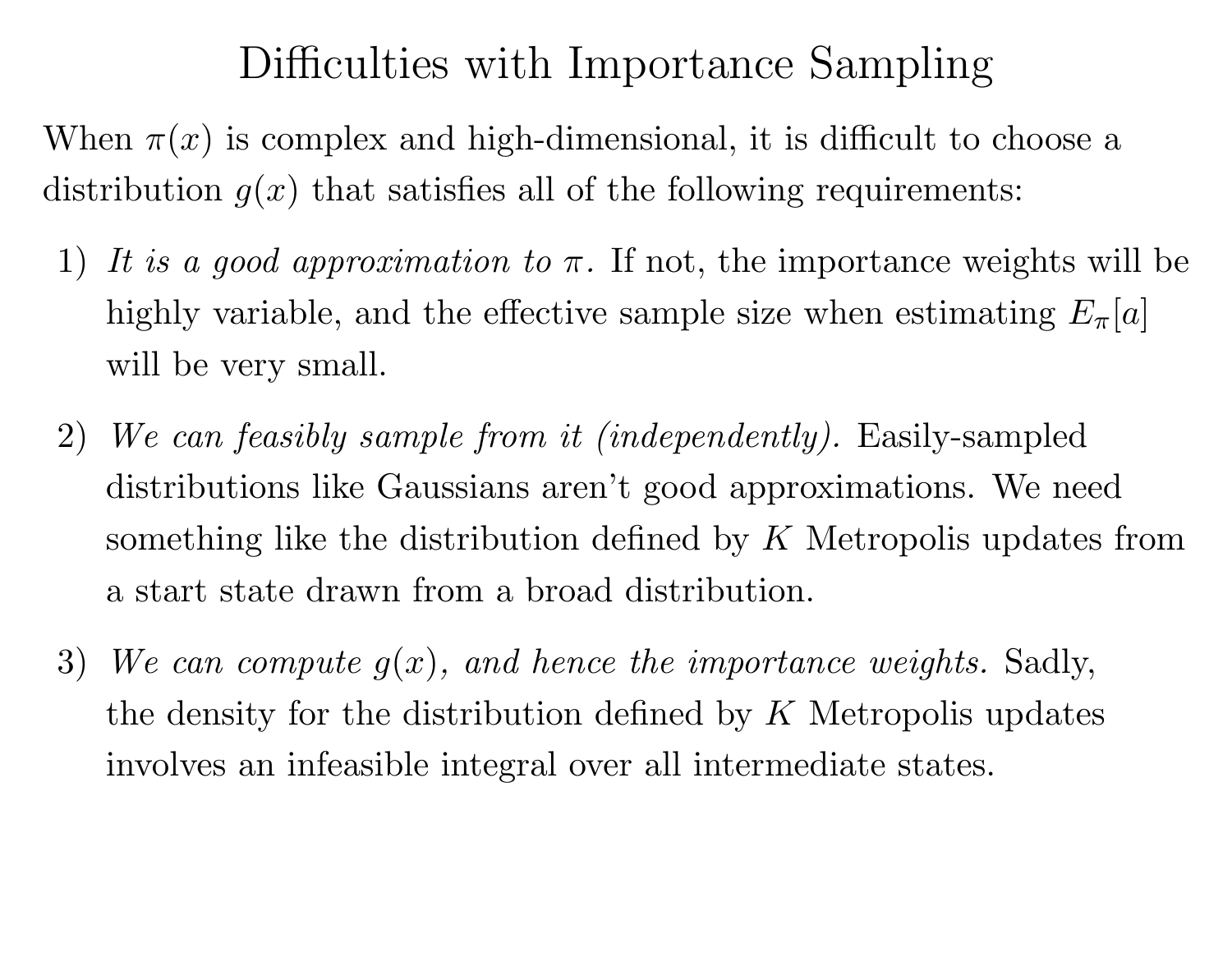# Difficulties with Importance Sampling

When $\pi(x)$ is complex and high-dimensional, it is difficult to choose a distribution $g(x)$ that satisfies all of the following requirements:

1) *It is a good approximation to* $\pi$*.* If not, the importance weights will be highly variable, and the effective sample size when estimating $E_\pi[a]$ will be very small.

2) *We can feasibly sample from it (independently).* Easily-sampled distributions like Gaussians aren't good approximations. We need something like the distribution defined by $K$ Metropolis updates from a start state drawn from a broad distribution.

3) *We can compute* $g(x)$*, and hence the importance weights.* Sadly, the density for the distribution defined by $K$ Metropolis updates involves an infeasible integral over all intermediate states.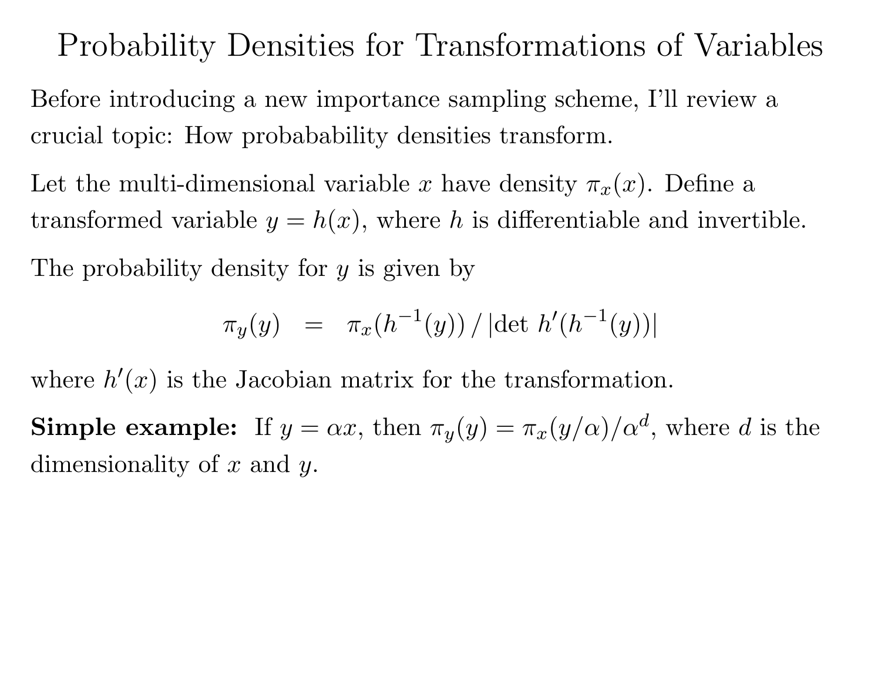# Probability Densities for Transformations of Variables

Before introducing a new importance sampling scheme, I'll review a crucial topic: How probabability densities transform.

Let the multi-dimensional variable $x$ have density $\pi_x(x)$. Define a transformed variable $y = h(x)$, where $h$ is differentiable and invertible.

The probability density for $y$ is given by

$$\pi_y(y) \;\; = \;\; \pi_x(h^{-1}(y)) \, / \, |\det \, h'(h^{-1}(y))|$$

where $h'(x)$ is the Jacobian matrix for the transformation.

**Simple example:** If $y = \alpha x$, then $\pi_y(y) = \pi_x(y/\alpha)/\alpha^d$, where $d$ is the dimensionality of $x$ and $y$.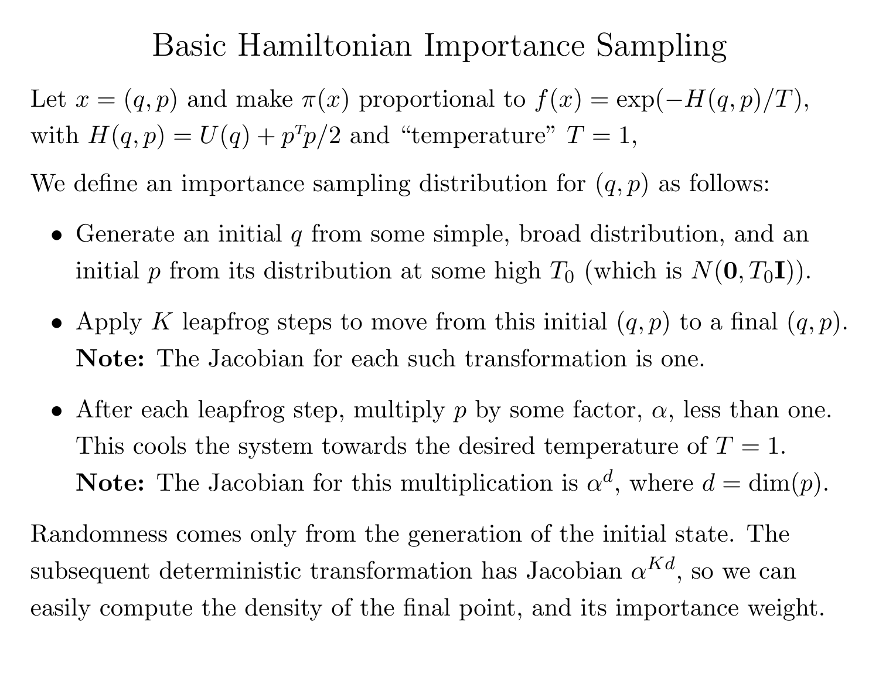# Basic Hamiltonian Importance Sampling

Let $x = (q, p)$ and make $\pi(x)$ proportional to $f(x) = \exp(-H(q, p)/T)$, with $H(q, p) = U(q) + p^T p/2$ and "temperature" $T = 1$,

We define an importance sampling distribution for $(q, p)$ as follows:

- Generate an initial $q$ from some simple, broad distribution, and an initial $p$ from its distribution at some high $T_0$ (which is $N(\mathbf{0}, T_0\mathbf{I})$).
- Apply $K$ leapfrog steps to move from this initial $(q, p)$ to a final $(q, p)$. **Note:** The Jacobian for each such transformation is one.
- After each leapfrog step, multiply $p$ by some factor, $\alpha$, less than one. This cools the system towards the desired temperature of $T = 1$. **Note:** The Jacobian for this multiplication is $\alpha^d$, where $d = \dim(p)$.

Randomness comes only from the generation of the initial state. The subsequent deterministic transformation has Jacobian $\alpha^{Kd}$, so we can easily compute the density of the final point, and its importance weight.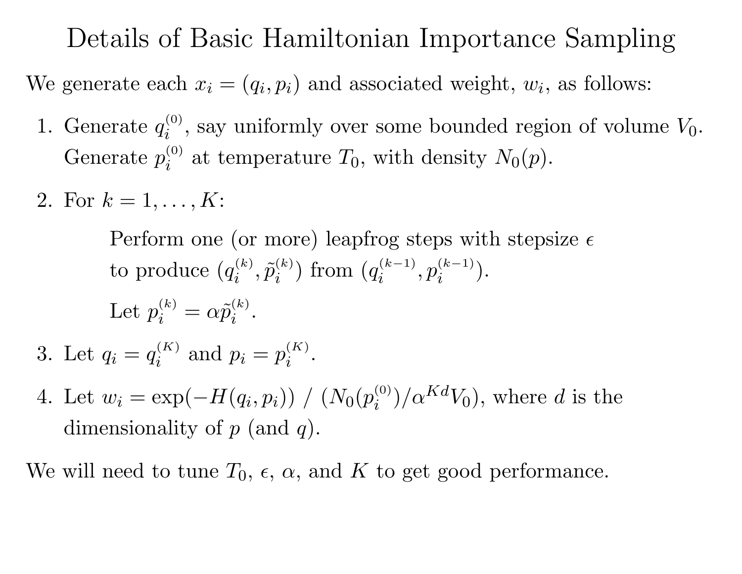# Details of Basic Hamiltonian Importance Sampling

We generate each $x_i = (q_i, p_i)$ and associated weight, $w_i$, as follows:

1. Generate $q_i^{(0)}$, say uniformly over some bounded region of volume $V_0$. Generate $p_i^{(0)}$ at temperature $T_0$, with density $N_0(p)$.

2. For $k = 1, \ldots, K$:

   Perform one (or more) leapfrog steps with stepsize $\epsilon$ to produce $(q_i^{(k)}, \tilde{p}_i^{(k)})$ from $(q_i^{(k-1)}, p_i^{(k-1)})$.

   Let $p_i^{(k)} = \alpha \tilde{p}_i^{(k)}$.

3. Let $q_i = q_i^{(K)}$ and $p_i = p_i^{(K)}$.

4. Let $w_i = \exp(-H(q_i, p_i))$ / $(N_0(p_i^{(0)})/\alpha^{Kd} V_0)$, where $d$ is the dimensionality of $p$ (and $q$).

We will need to tune $T_0$, $\epsilon$, $\alpha$, and $K$ to get good performance.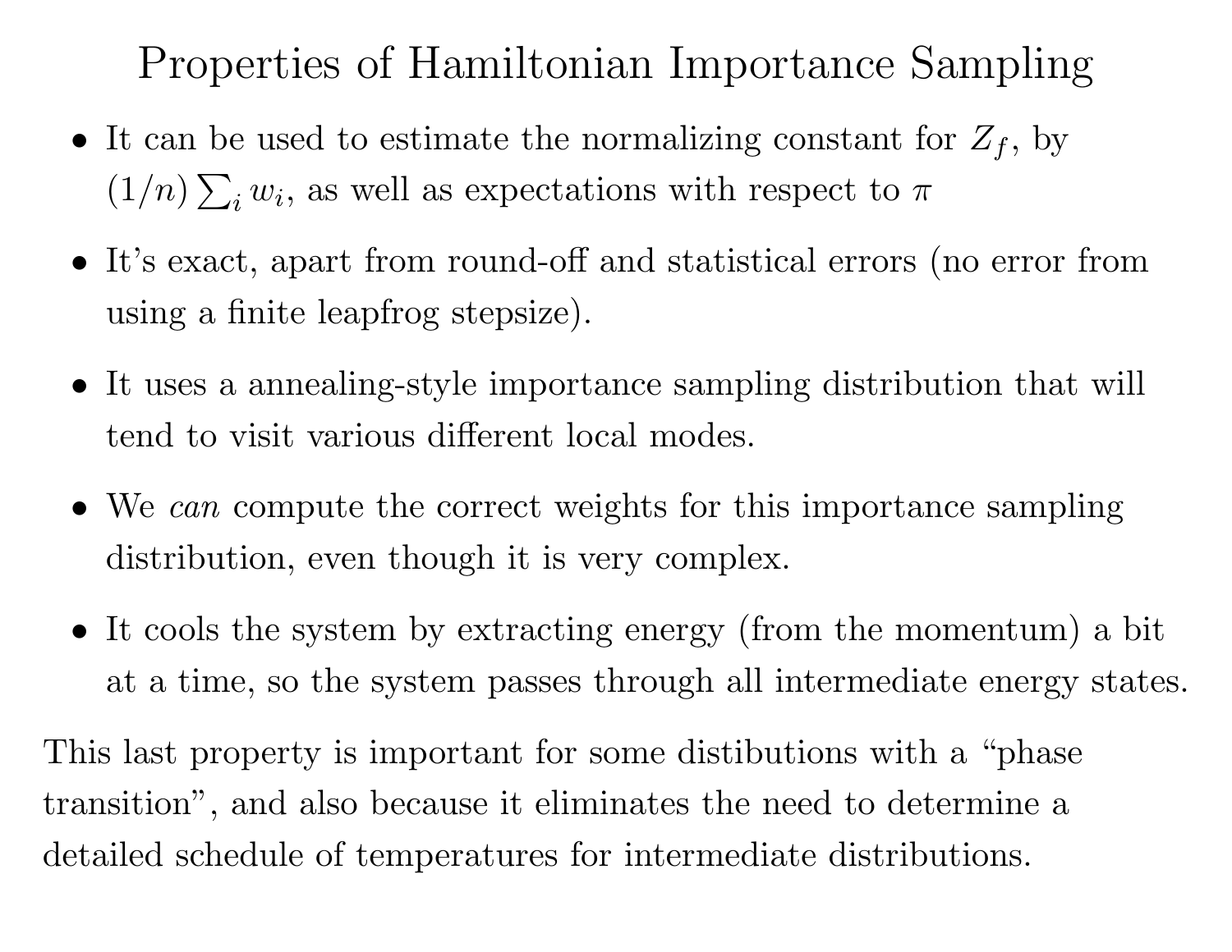# Properties of Hamiltonian Importance Sampling

- It can be used to estimate the normalizing constant for $Z_f$, by $(1/n)\sum_i w_i$, as well as expectations with respect to $\pi$
- It's exact, apart from round-off and statistical errors (no error from using a finite leapfrog stepsize).
- It uses a annealing-style importance sampling distribution that will tend to visit various different local modes.
- We *can* compute the correct weights for this importance sampling distribution, even though it is very complex.
- It cools the system by extracting energy (from the momentum) a bit at a time, so the system passes through all intermediate energy states.

This last property is important for some distibutions with a "phase transition", and also because it eliminates the need to determine a detailed schedule of temperatures for intermediate distributions.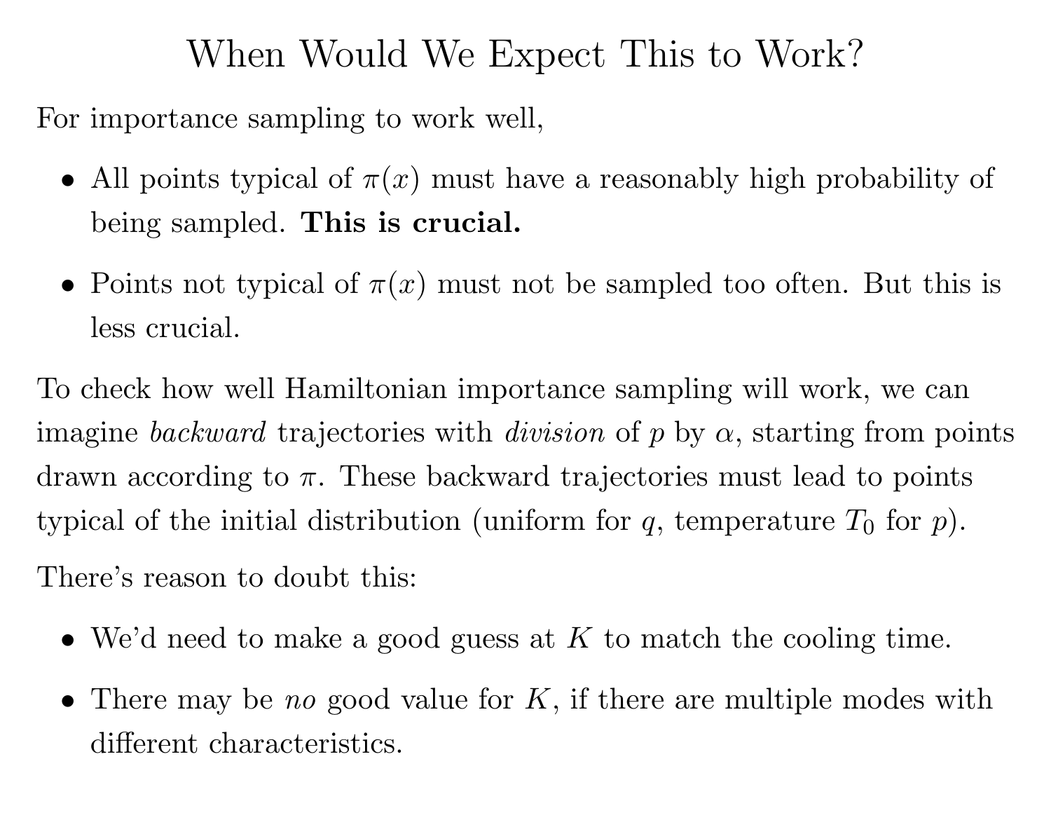# When Would We Expect This to Work?

For importance sampling to work well,

- All points typical of $\pi(x)$ must have a reasonably high probability of being sampled. **This is crucial.**
- Points not typical of $\pi(x)$ must not be sampled too often. But this is less crucial.

To check how well Hamiltonian importance sampling will work, we can imagine *backward* trajectories with *division* of $p$ by $\alpha$, starting from points drawn according to $\pi$. These backward trajectories must lead to points typical of the initial distribution (uniform for $q$, temperature $T_0$ for $p$).

There's reason to doubt this:

- We'd need to make a good guess at $K$ to match the cooling time.
- There may be *no* good value for $K$, if there are multiple modes with different characteristics.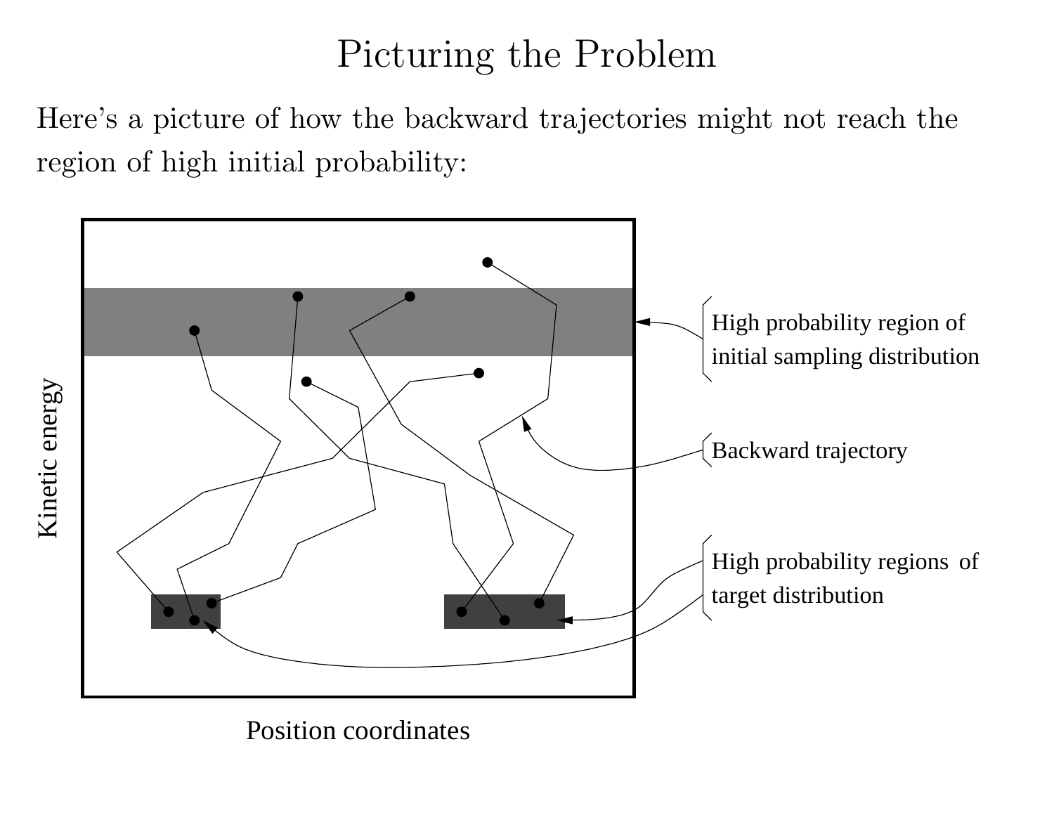# Picturing the Problem

Here's a picture of how the backward trajectories might not reach the region of high initial probability: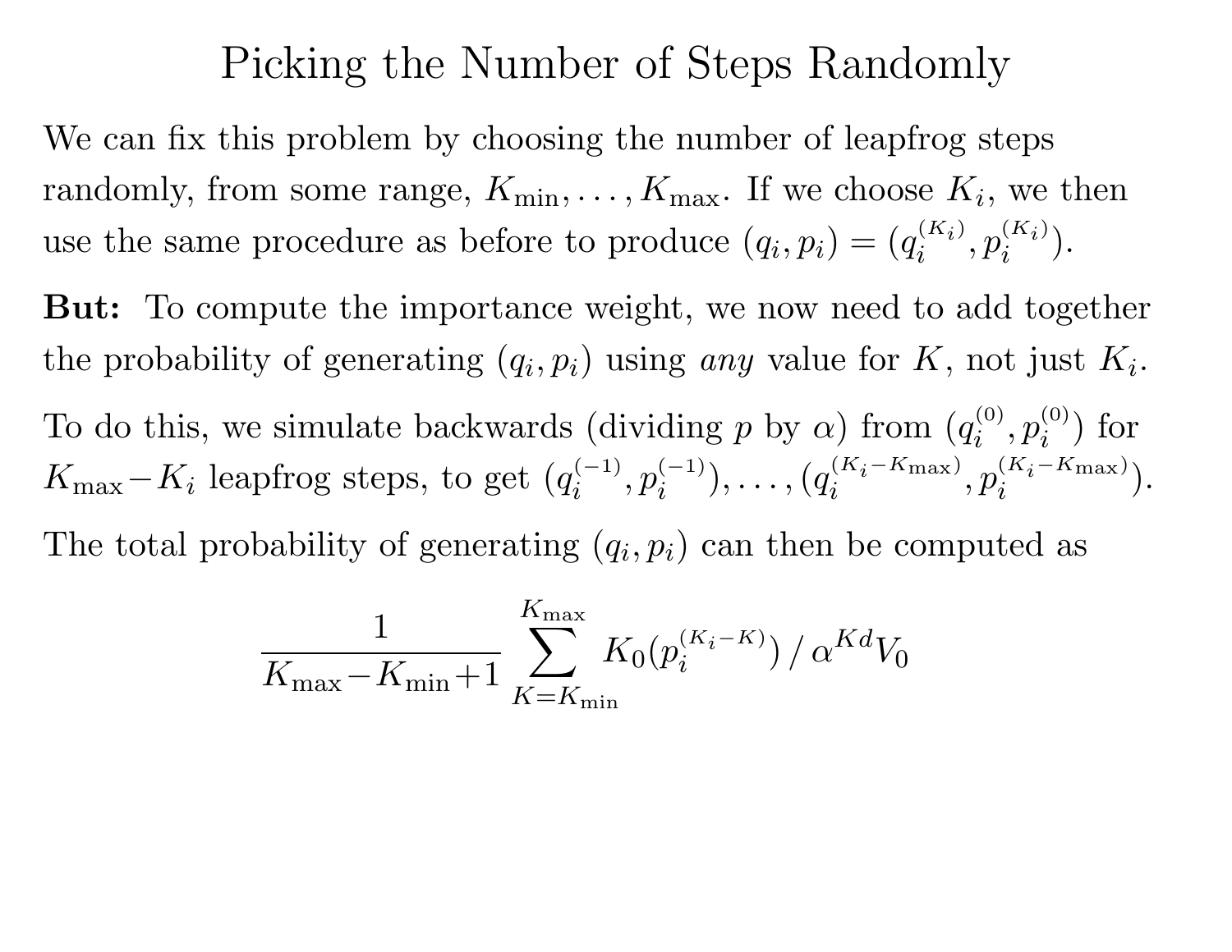# Picking the Number of Steps Randomly

We can fix this problem by choosing the number of leapfrog steps randomly, from some range, $K_{\min}, \ldots, K_{\max}$. If we choose $K_i$, we then use the same procedure as before to produce $(q_i, p_i) = (q_i^{(K_i)}, p_i^{(K_i)})$.

**But:** To compute the importance weight, we now need to add together the probability of generating $(q_i, p_i)$ using *any* value for $K$, not just $K_i$.

To do this, we simulate backwards (dividing $p$ by $\alpha$) from $(q_i^{(0)}, p_i^{(0)})$ for $K_{\max} - K_i$ leapfrog steps, to get $(q_i^{(-1)}, p_i^{(-1)}), \ldots, (q_i^{(K_i - K_{\max})}, p_i^{(K_i - K_{\max})})$.

The total probability of generating $(q_i, p_i)$ can then be computed as

$$\frac{1}{K_{\max} - K_{\min} + 1} \sum_{K=K_{\min}}^{K_{\max}} K_0(p_i^{(K_i - K)}) \, / \, \alpha^{Kd} V_0$$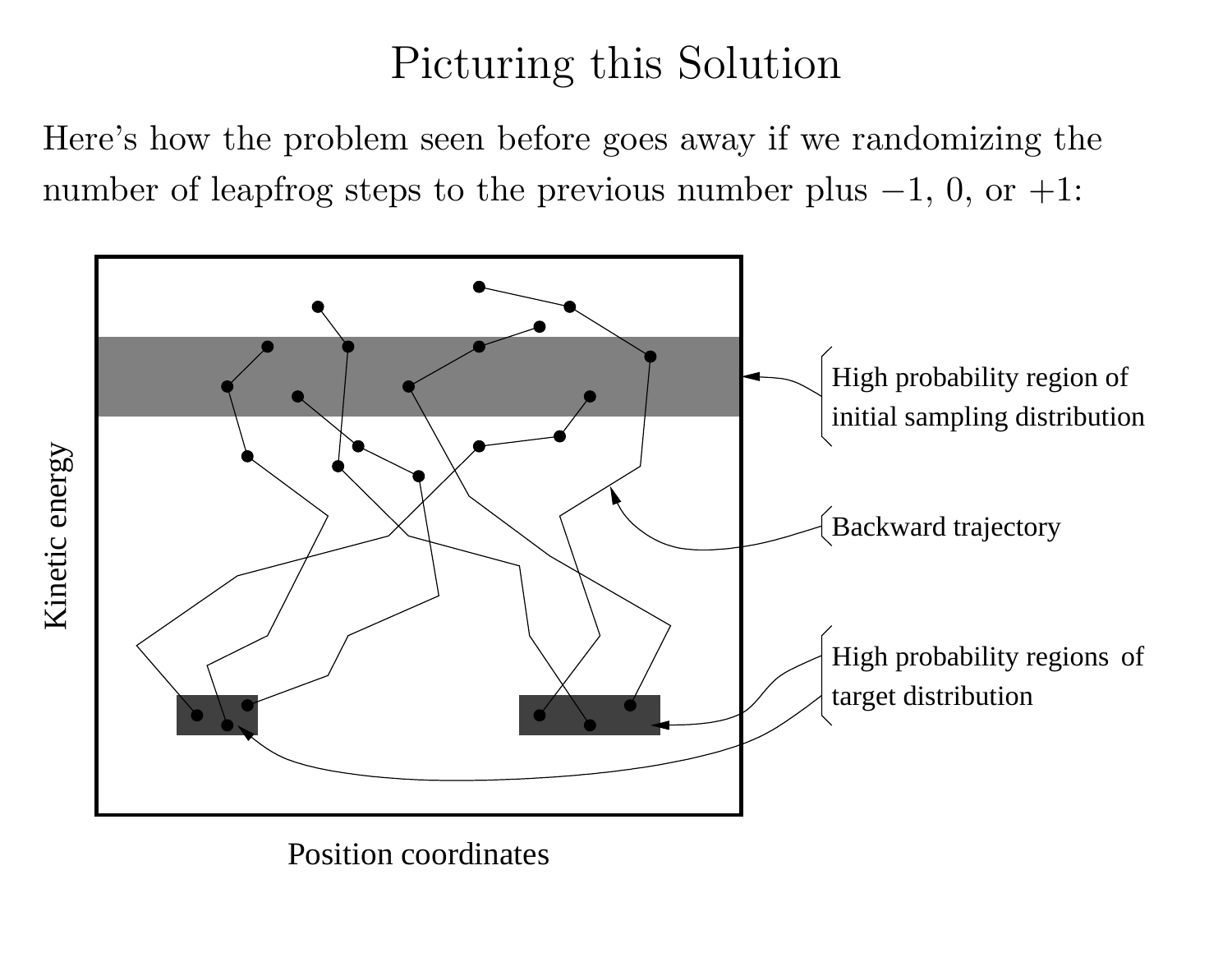# Picturing this Solution

Here's how the problem seen before goes away if we randomizing the number of leapfrog steps to the previous number plus $-1$, 0, or $+1$:

High probability region of initial sampling distribution

Backward trajectory

High probability regions of target distribution

Kinetic energy

Position coordinates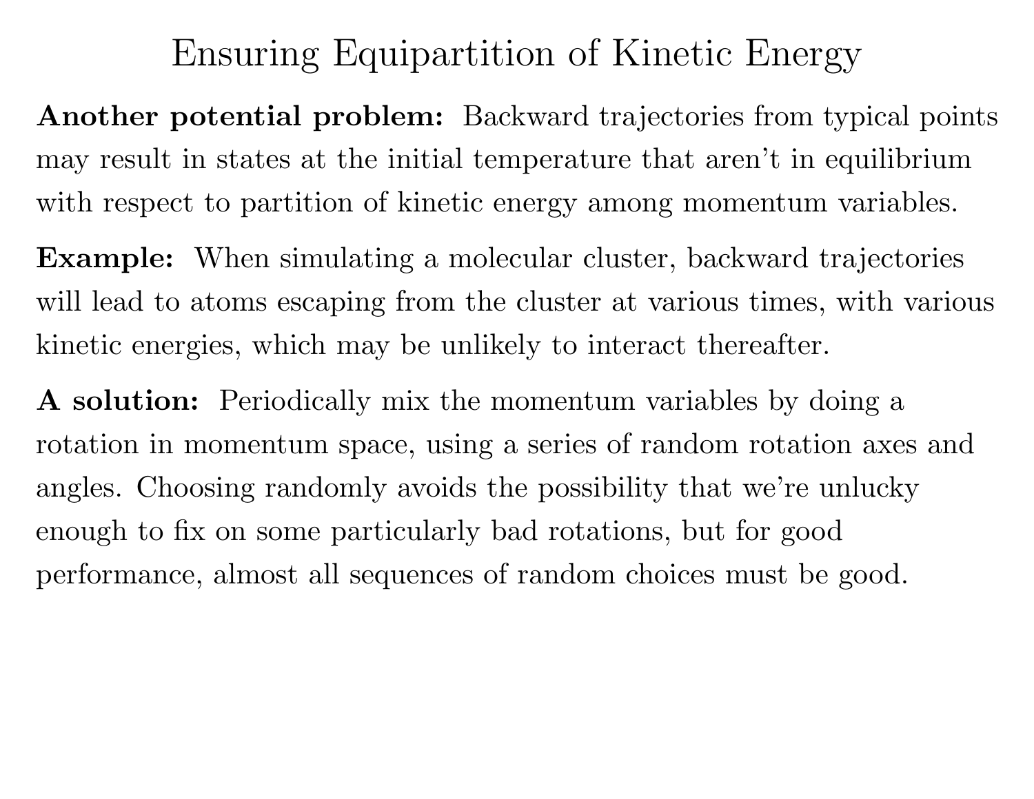# Ensuring Equipartition of Kinetic Energy

**Another potential problem:** Backward trajectories from typical points may result in states at the initial temperature that aren't in equilibrium with respect to partition of kinetic energy among momentum variables.

**Example:** When simulating a molecular cluster, backward trajectories will lead to atoms escaping from the cluster at various times, with various kinetic energies, which may be unlikely to interact thereafter.

**A solution:** Periodically mix the momentum variables by doing a rotation in momentum space, using a series of random rotation axes and angles. Choosing randomly avoids the possibility that we're unlucky enough to fix on some particularly bad rotations, but for good performance, almost all sequences of random choices must be good.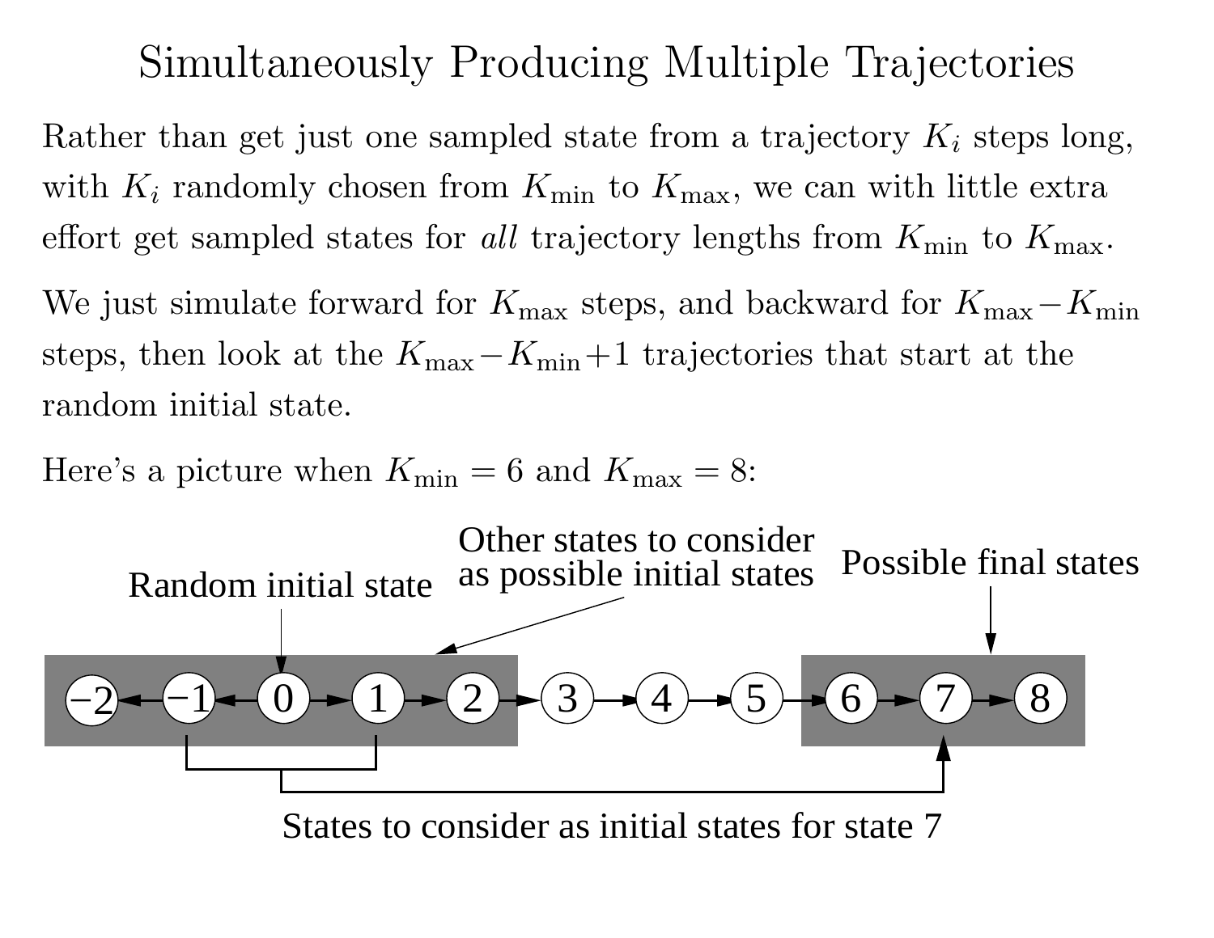# Simultaneously Producing Multiple Trajectories

Rather than get just one sampled state from a trajectory $K_i$ steps long, with $K_i$ randomly chosen from $K_{\min}$ to $K_{\max}$, we can with little extra effort get sampled states for *all* trajectory lengths from $K_{\min}$ to $K_{\max}$.

We just simulate forward for $K_{\max}$ steps, and backward for $K_{\max} - K_{\min}$ steps, then look at the $K_{\max} - K_{\min} + 1$ trajectories that start at the random initial state.

Here's a picture when $K_{\min} = 6$ and $K_{\max} = 8$:

Random initial state

Other states to consider as possible initial states

Possible final states

−2 ← −1 ← 0 → 1 → 2 → 3 → 4 → 5 → 6 → 7 → 8

States to consider as initial states for state 7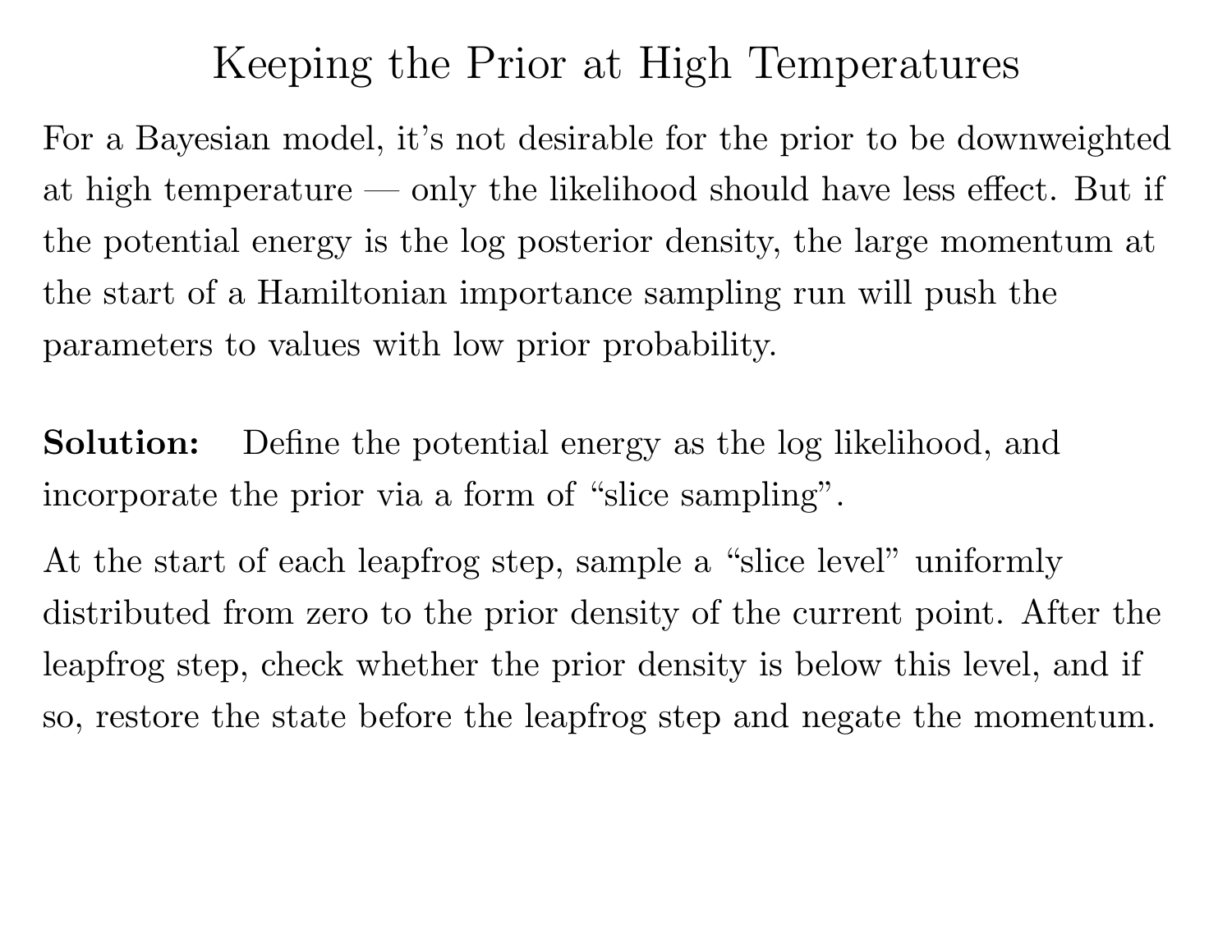# Keeping the Prior at High Temperatures

For a Bayesian model, it's not desirable for the prior to be downweighted at high temperature — only the likelihood should have less effect. But if the potential energy is the log posterior density, the large momentum at the start of a Hamiltonian importance sampling run will push the parameters to values with low prior probability.

**Solution:** Define the potential energy as the log likelihood, and incorporate the prior via a form of "slice sampling".

At the start of each leapfrog step, sample a "slice level" uniformly distributed from zero to the prior density of the current point. After the leapfrog step, check whether the prior density is below this level, and if so, restore the state before the leapfrog step and negate the momentum.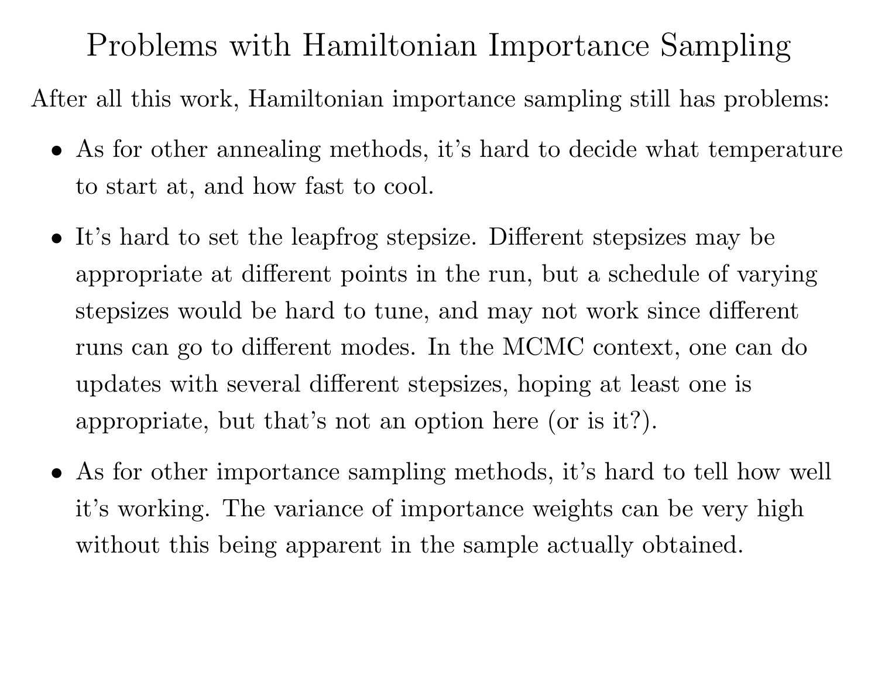# Problems with Hamiltonian Importance Sampling

After all this work, Hamiltonian importance sampling still has problems:

- As for other annealing methods, it's hard to decide what temperature to start at, and how fast to cool.
- It's hard to set the leapfrog stepsize. Different stepsizes may be appropriate at different points in the run, but a schedule of varying stepsizes would be hard to tune, and may not work since different runs can go to different modes. In the MCMC context, one can do updates with several different stepsizes, hoping at least one is appropriate, but that's not an option here (or is it?).
- As for other importance sampling methods, it's hard to tell how well it's working. The variance of importance weights can be very high without this being apparent in the sample actually obtained.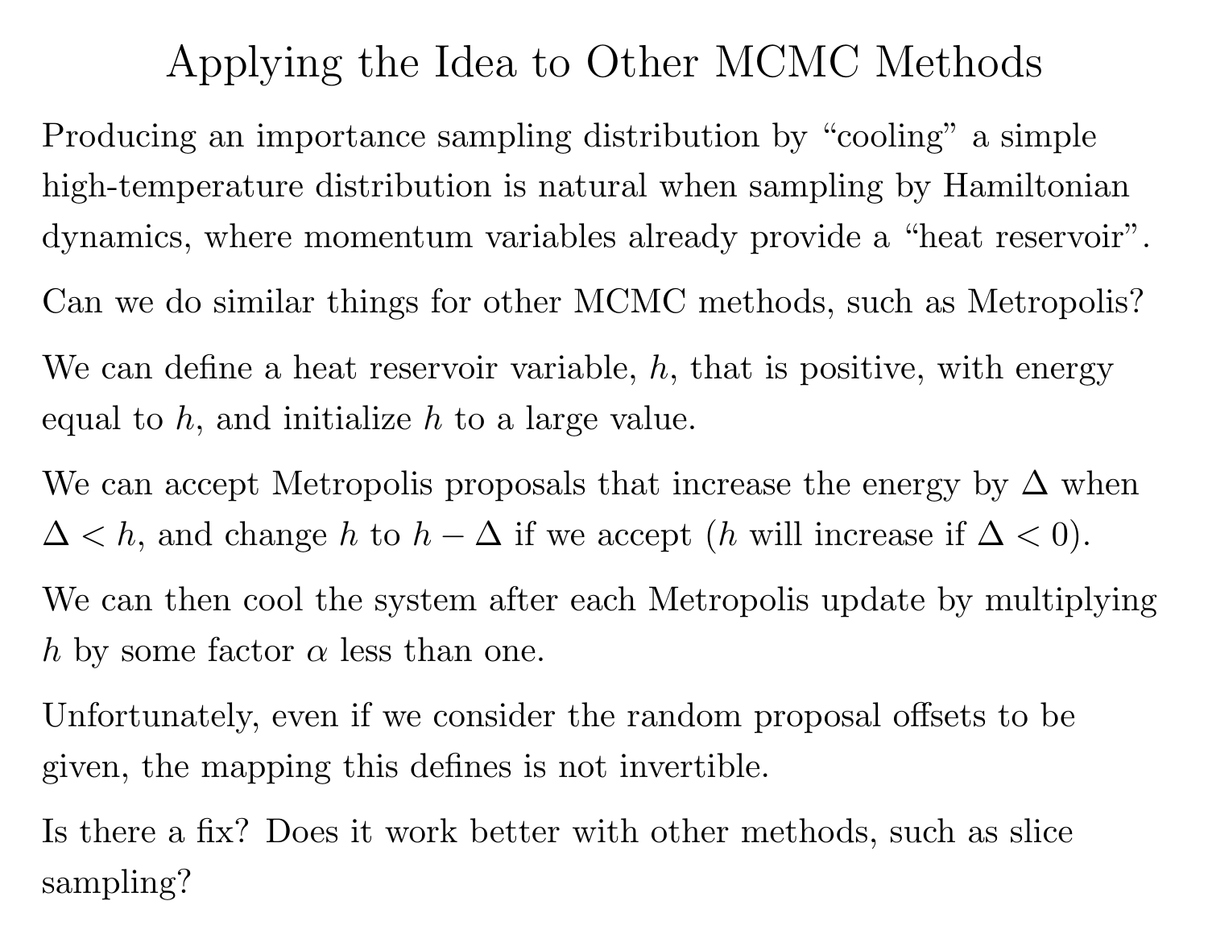# Applying the Idea to Other MCMC Methods

Producing an importance sampling distribution by "cooling" a simple high-temperature distribution is natural when sampling by Hamiltonian dynamics, where momentum variables already provide a "heat reservoir".

Can we do similar things for other MCMC methods, such as Metropolis?

We can define a heat reservoir variable, $h$, that is positive, with energy equal to $h$, and initialize $h$ to a large value.

We can accept Metropolis proposals that increase the energy by $\Delta$ when $\Delta < h$, and change $h$ to $h - \Delta$ if we accept ($h$ will increase if $\Delta < 0$).

We can then cool the system after each Metropolis update by multiplying $h$ by some factor $\alpha$ less than one.

Unfortunately, even if we consider the random proposal offsets to be given, the mapping this defines is not invertible.

Is there a fix? Does it work better with other methods, such as slice sampling?